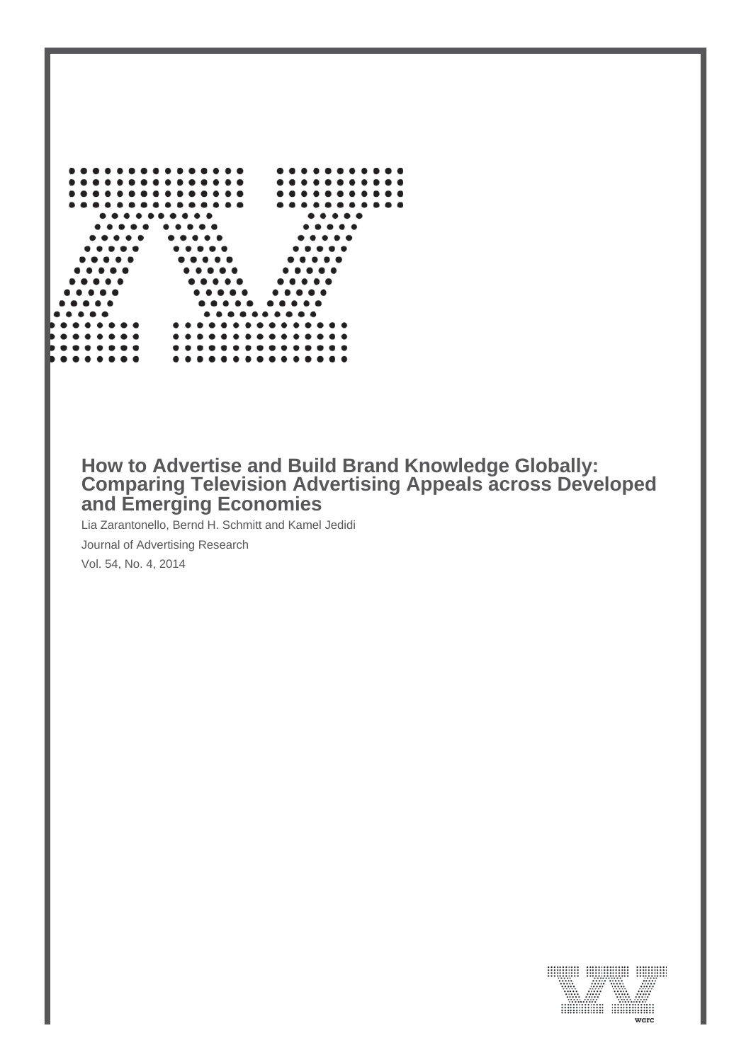# How to Advertise and Build Brand Knowledge Globally: Comparing Television Advertising Appeals across Developed and Emerging Economies

Lia Zarantonello, Bernd H. Schmitt and Kamel Jedidi

Journal of Advertising Research

Vol. 54, No. 4, 2014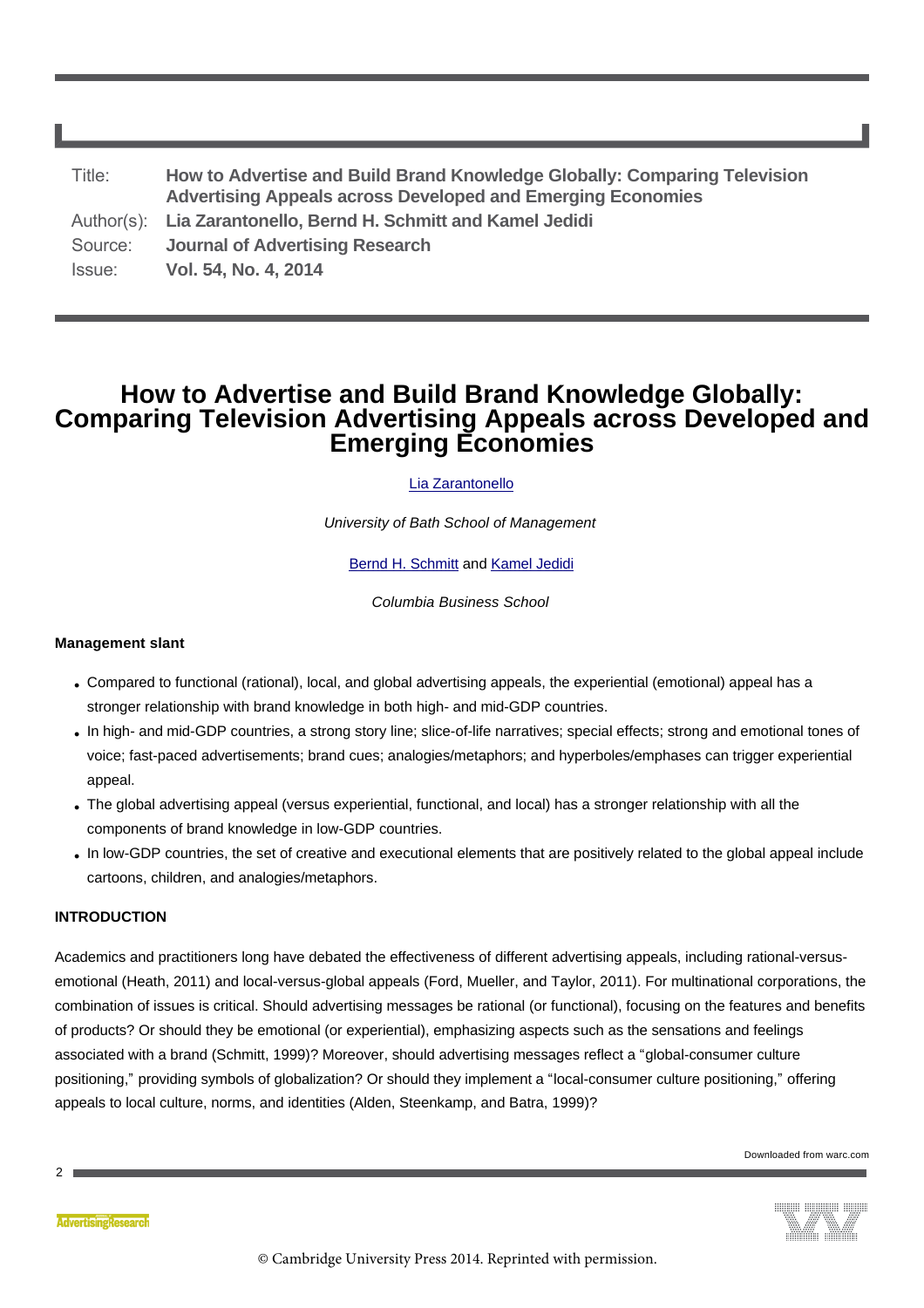| | |
|---|---|
| Title: | How to Advertise and Build Brand Knowledge Globally: Comparing Television Advertising Appeals across Developed and Emerging Economies |
| Author(s): | Lia Zarantonello, Bernd H. Schmitt and Kamel Jedidi |
| Source: | Journal of Advertising Research |
| Issue: | Vol. 54, No. 4, 2014 |

# How to Advertise and Build Brand Knowledge Globally: Comparing Television Advertising Appeals across Developed and Emerging Economies

Lia Zarantonello

*University of Bath School of Management*

Bernd H. Schmitt and Kamel Jedidi

*Columbia Business School*

#### Management slant

- Compared to functional (rational), local, and global advertising appeals, the experiential (emotional) appeal has a stronger relationship with brand knowledge in both high- and mid-GDP countries.
- In high- and mid-GDP countries, a strong story line; slice-of-life narratives; special effects; strong and emotional tones of voice; fast-paced advertisements; brand cues; analogies/metaphors; and hyperboles/emphases can trigger experiential appeal.
- The global advertising appeal (versus experiential, functional, and local) has a stronger relationship with all the components of brand knowledge in low-GDP countries.
- In low-GDP countries, the set of creative and executional elements that are positively related to the global appeal include cartoons, children, and analogies/metaphors.

#### INTRODUCTION

Academics and practitioners long have debated the effectiveness of different advertising appeals, including rational-versus-emotional (Heath, 2011) and local-versus-global appeals (Ford, Mueller, and Taylor, 2011). For multinational corporations, the combination of issues is critical. Should advertising messages be rational (or functional), focusing on the features and benefits of products? Or should they be emotional (or experiential), emphasizing aspects such as the sensations and feelings associated with a brand (Schmitt, 1999)? Moreover, should advertising messages reflect a "global-consumer culture positioning," providing symbols of globalization? Or should they implement a "local-consumer culture positioning," offering appeals to local culture, norms, and identities (Alden, Steenkamp, and Batra, 1999)?

© Cambridge University Press 2014. Reprinted with permission.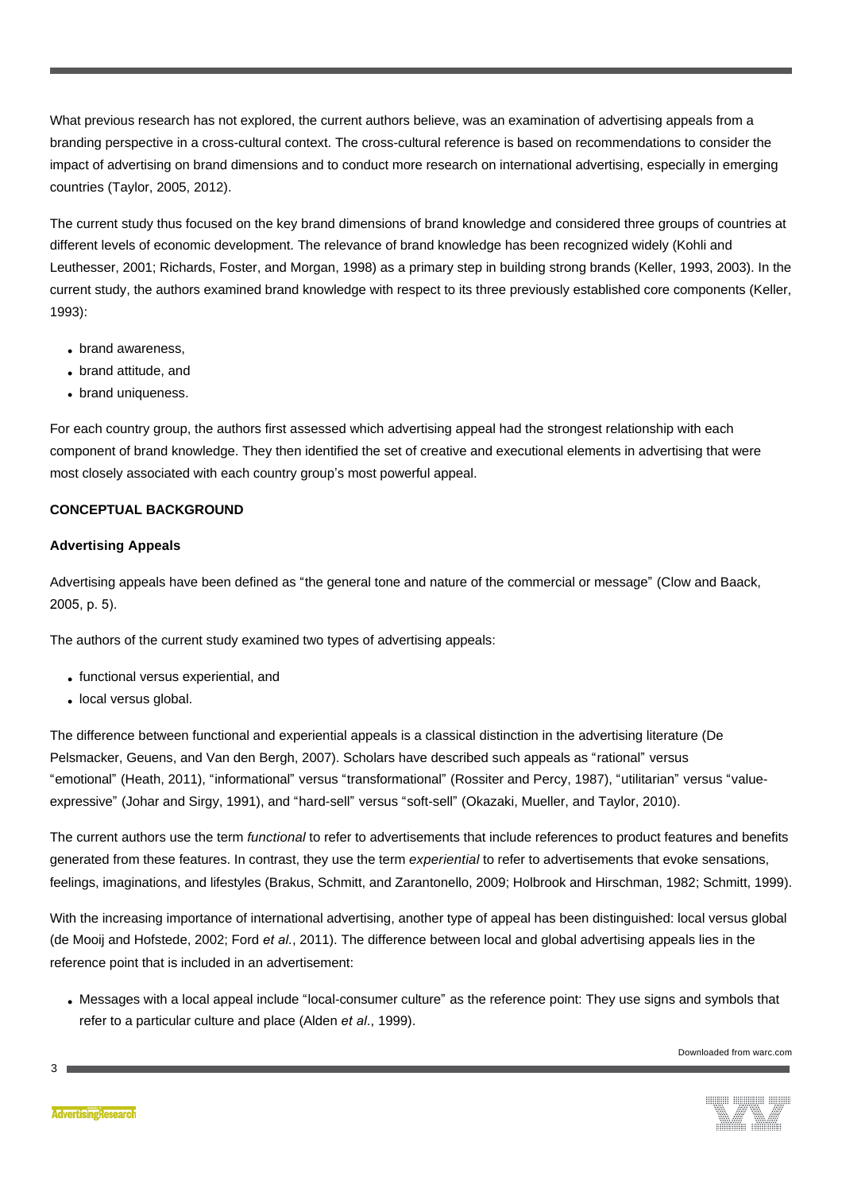What previous research has not explored, the current authors believe, was an examination of advertising appeals from a branding perspective in a cross-cultural context. The cross-cultural reference is based on recommendations to consider the impact of advertising on brand dimensions and to conduct more research on international advertising, especially in emerging countries (Taylor, 2005, 2012).

The current study thus focused on the key brand dimensions of brand knowledge and considered three groups of countries at different levels of economic development. The relevance of brand knowledge has been recognized widely (Kohli and Leuthesser, 2001; Richards, Foster, and Morgan, 1998) as a primary step in building strong brands (Keller, 1993, 2003). In the current study, the authors examined brand knowledge with respect to its three previously established core components (Keller, 1993):

- brand awareness,
- brand attitude, and
- brand uniqueness.

For each country group, the authors first assessed which advertising appeal had the strongest relationship with each component of brand knowledge. They then identified the set of creative and executional elements in advertising that were most closely associated with each country group's most powerful appeal.

## CONCEPTUAL BACKGROUND

### Advertising Appeals

Advertising appeals have been defined as "the general tone and nature of the commercial or message" (Clow and Baack, 2005, p. 5).

The authors of the current study examined two types of advertising appeals:

- functional versus experiential, and
- local versus global.

The difference between functional and experiential appeals is a classical distinction in the advertising literature (De Pelsmacker, Geuens, and Van den Bergh, 2007). Scholars have described such appeals as "rational" versus "emotional" (Heath, 2011), "informational" versus "transformational" (Rossiter and Percy, 1987), "utilitarian" versus "value-expressive" (Johar and Sirgy, 1991), and "hard-sell" versus "soft-sell" (Okazaki, Mueller, and Taylor, 2010).

The current authors use the term *functional* to refer to advertisements that include references to product features and benefits generated from these features. In contrast, they use the term *experiential* to refer to advertisements that evoke sensations, feelings, imaginations, and lifestyles (Brakus, Schmitt, and Zarantonello, 2009; Holbrook and Hirschman, 1982; Schmitt, 1999).

With the increasing importance of international advertising, another type of appeal has been distinguished: local versus global (de Mooij and Hofstede, 2002; Ford *et al.*, 2011). The difference between local and global advertising appeals lies in the reference point that is included in an advertisement:

- Messages with a local appeal include "local-consumer culture" as the reference point: They use signs and symbols that refer to a particular culture and place (Alden *et al.*, 1999).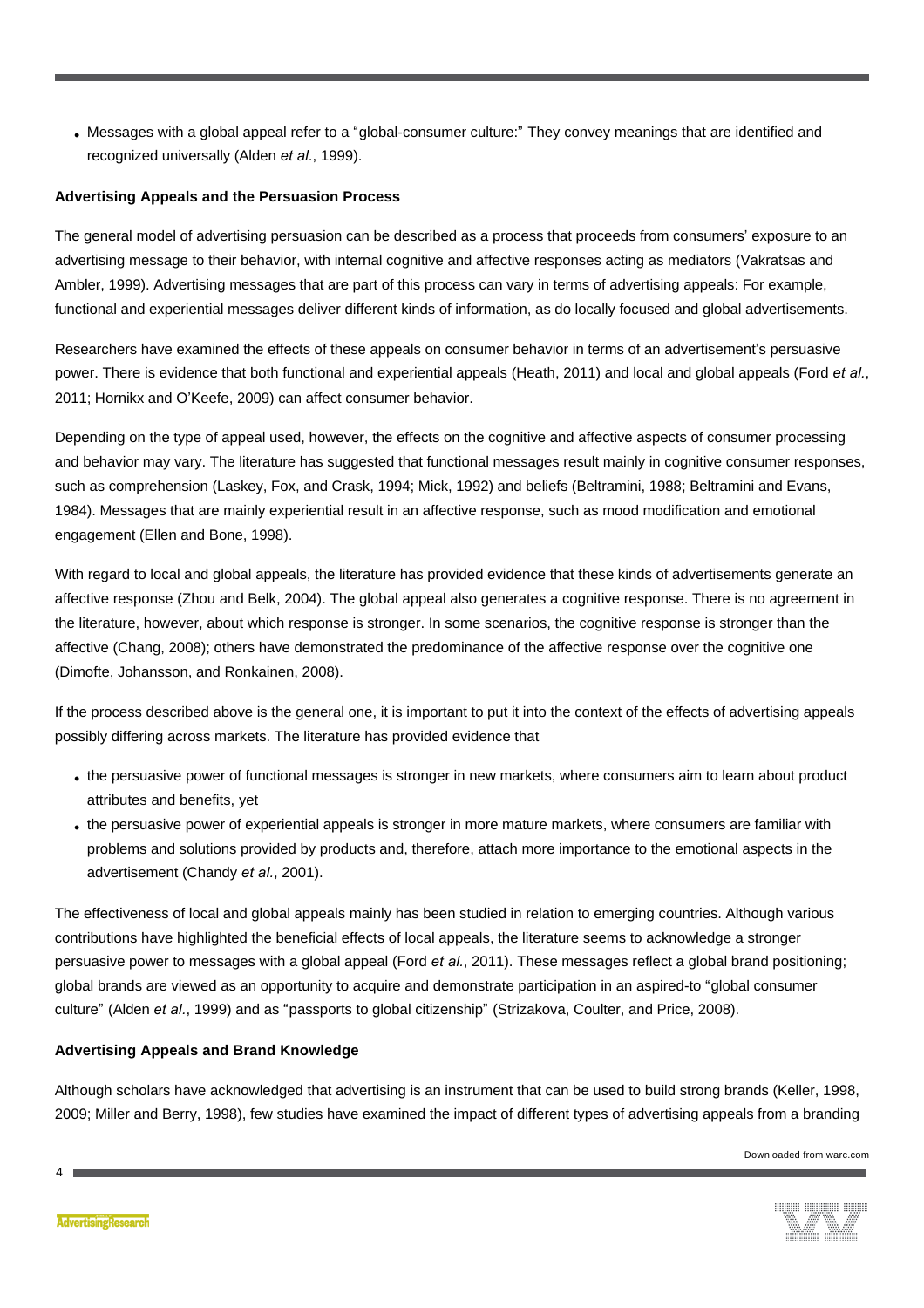- Messages with a global appeal refer to a "global-consumer culture:" They convey meanings that are identified and recognized universally (Alden *et al.*, 1999).

**Advertising Appeals and the Persuasion Process**

The general model of advertising persuasion can be described as a process that proceeds from consumers' exposure to an advertising message to their behavior, with internal cognitive and affective responses acting as mediators (Vakratsas and Ambler, 1999). Advertising messages that are part of this process can vary in terms of advertising appeals: For example, functional and experiential messages deliver different kinds of information, as do locally focused and global advertisements.

Researchers have examined the effects of these appeals on consumer behavior in terms of an advertisement's persuasive power. There is evidence that both functional and experiential appeals (Heath, 2011) and local and global appeals (Ford *et al.*, 2011; Hornikx and O'Keefe, 2009) can affect consumer behavior.

Depending on the type of appeal used, however, the effects on the cognitive and affective aspects of consumer processing and behavior may vary. The literature has suggested that functional messages result mainly in cognitive consumer responses, such as comprehension (Laskey, Fox, and Crask, 1994; Mick, 1992) and beliefs (Beltramini, 1988; Beltramini and Evans, 1984). Messages that are mainly experiential result in an affective response, such as mood modification and emotional engagement (Ellen and Bone, 1998).

With regard to local and global appeals, the literature has provided evidence that these kinds of advertisements generate an affective response (Zhou and Belk, 2004). The global appeal also generates a cognitive response. There is no agreement in the literature, however, about which response is stronger. In some scenarios, the cognitive response is stronger than the affective (Chang, 2008); others have demonstrated the predominance of the affective response over the cognitive one (Dimofte, Johansson, and Ronkainen, 2008).

If the process described above is the general one, it is important to put it into the context of the effects of advertising appeals possibly differing across markets. The literature has provided evidence that

- the persuasive power of functional messages is stronger in new markets, where consumers aim to learn about product attributes and benefits, yet
- the persuasive power of experiential appeals is stronger in more mature markets, where consumers are familiar with problems and solutions provided by products and, therefore, attach more importance to the emotional aspects in the advertisement (Chandy *et al.*, 2001).

The effectiveness of local and global appeals mainly has been studied in relation to emerging countries. Although various contributions have highlighted the beneficial effects of local appeals, the literature seems to acknowledge a stronger persuasive power to messages with a global appeal (Ford *et al.*, 2011). These messages reflect a global brand positioning; global brands are viewed as an opportunity to acquire and demonstrate participation in an aspired-to "global consumer culture" (Alden *et al.*, 1999) and as "passports to global citizenship" (Strizakova, Coulter, and Price, 2008).

**Advertising Appeals and Brand Knowledge**

Although scholars have acknowledged that advertising is an instrument that can be used to build strong brands (Keller, 1998, 2009; Miller and Berry, 1998), few studies have examined the impact of different types of advertising appeals from a branding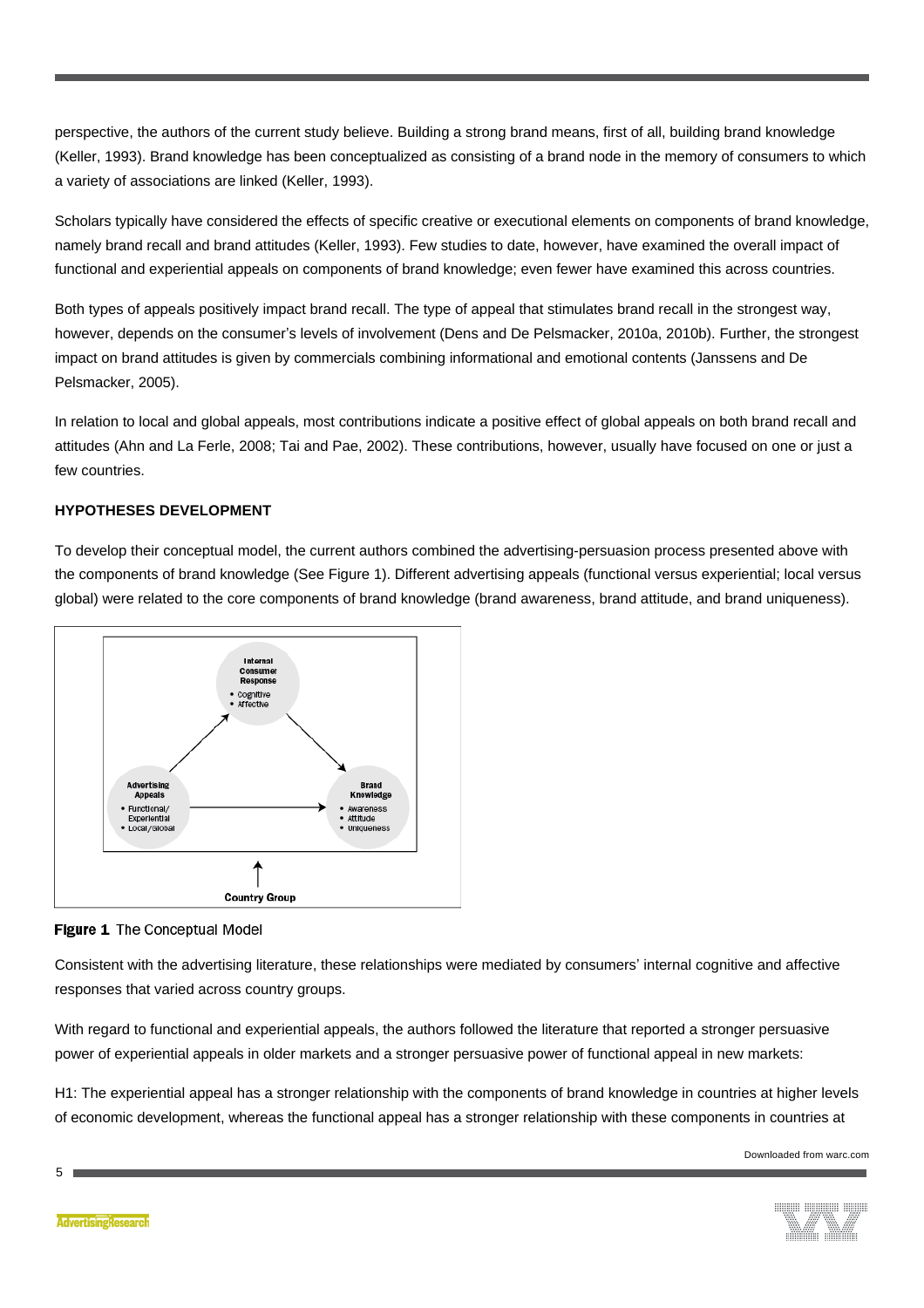perspective, the authors of the current study believe. Building a strong brand means, first of all, building brand knowledge (Keller, 1993). Brand knowledge has been conceptualized as consisting of a brand node in the memory of consumers to which a variety of associations are linked (Keller, 1993).

Scholars typically have considered the effects of specific creative or executional elements on components of brand knowledge, namely brand recall and brand attitudes (Keller, 1993). Few studies to date, however, have examined the overall impact of functional and experiential appeals on components of brand knowledge; even fewer have examined this across countries.

Both types of appeals positively impact brand recall. The type of appeal that stimulates brand recall in the strongest way, however, depends on the consumer's levels of involvement (Dens and De Pelsmacker, 2010a, 2010b). Further, the strongest impact on brand attitudes is given by commercials combining informational and emotional contents (Janssens and De Pelsmacker, 2005).

In relation to local and global appeals, most contributions indicate a positive effect of global appeals on both brand recall and attitudes (Ahn and La Ferle, 2008; Tai and Pae, 2002). These contributions, however, usually have focused on one or just a few countries.

**HYPOTHESES DEVELOPMENT**

To develop their conceptual model, the current authors combined the advertising-persuasion process presented above with the components of brand knowledge (See Figure 1). Different advertising appeals (functional versus experiential; local versus global) were related to the core components of brand knowledge (brand awareness, brand attitude, and brand uniqueness).

**Internal Consumer Response**
- Cognitive
- Affective

**Advertising Appeals**
- Functional/Experiential
- Local/Global

**Brand Knowledge**
- Awareness
- Attitude
- Uniqueness

**Country Group**

**Figure 1** The Conceptual Model

Consistent with the advertising literature, these relationships were mediated by consumers' internal cognitive and affective responses that varied across country groups.

With regard to functional and experiential appeals, the authors followed the literature that reported a stronger persuasive power of experiential appeals in older markets and a stronger persuasive power of functional appeal in new markets:

H1: The experiential appeal has a stronger relationship with the components of brand knowledge in countries at higher levels of economic development, whereas the functional appeal has a stronger relationship with these components in countries at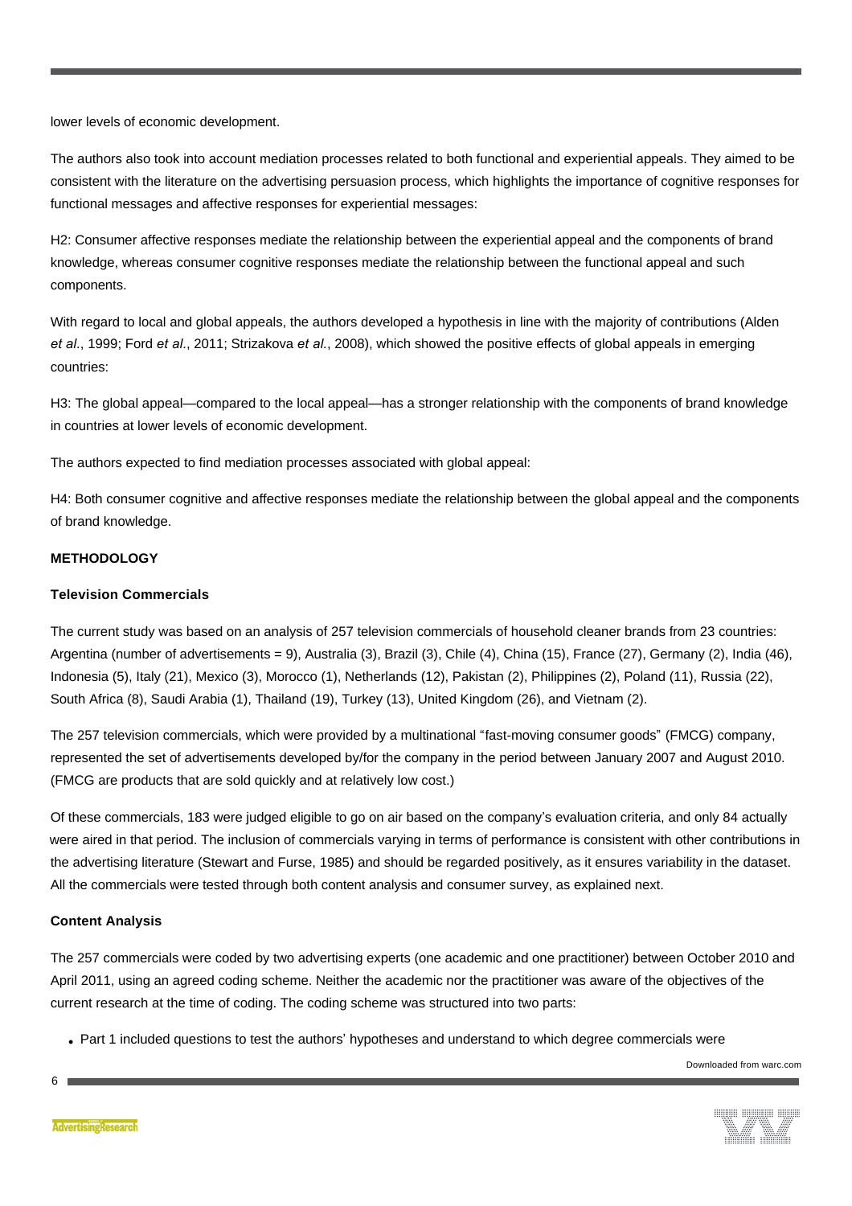lower levels of economic development.

The authors also took into account mediation processes related to both functional and experiential appeals. They aimed to be consistent with the literature on the advertising persuasion process, which highlights the importance of cognitive responses for functional messages and affective responses for experiential messages:

H2: Consumer affective responses mediate the relationship between the experiential appeal and the components of brand knowledge, whereas consumer cognitive responses mediate the relationship between the functional appeal and such components.

With regard to local and global appeals, the authors developed a hypothesis in line with the majority of contributions (Alden *et al.*, 1999; Ford *et al.*, 2011; Strizakova *et al.*, 2008), which showed the positive effects of global appeals in emerging countries:

H3: The global appeal—compared to the local appeal—has a stronger relationship with the components of brand knowledge in countries at lower levels of economic development.

The authors expected to find mediation processes associated with global appeal:

H4: Both consumer cognitive and affective responses mediate the relationship between the global appeal and the components of brand knowledge.

## METHODOLOGY

### Television Commercials

The current study was based on an analysis of 257 television commercials of household cleaner brands from 23 countries: Argentina (number of advertisements = 9), Australia (3), Brazil (3), Chile (4), China (15), France (27), Germany (2), India (46), Indonesia (5), Italy (21), Mexico (3), Morocco (1), Netherlands (12), Pakistan (2), Philippines (2), Poland (11), Russia (22), South Africa (8), Saudi Arabia (1), Thailand (19), Turkey (13), United Kingdom (26), and Vietnam (2).

The 257 television commercials, which were provided by a multinational "fast-moving consumer goods" (FMCG) company, represented the set of advertisements developed by/for the company in the period between January 2007 and August 2010. (FMCG are products that are sold quickly and at relatively low cost.)

Of these commercials, 183 were judged eligible to go on air based on the company's evaluation criteria, and only 84 actually were aired in that period. The inclusion of commercials varying in terms of performance is consistent with other contributions in the advertising literature (Stewart and Furse, 1985) and should be regarded positively, as it ensures variability in the dataset. All the commercials were tested through both content analysis and consumer survey, as explained next.

### Content Analysis

The 257 commercials were coded by two advertising experts (one academic and one practitioner) between October 2010 and April 2011, using an agreed coding scheme. Neither the academic nor the practitioner was aware of the objectives of the current research at the time of coding. The coding scheme was structured into two parts:

- Part 1 included questions to test the authors' hypotheses and understand to which degree commercials were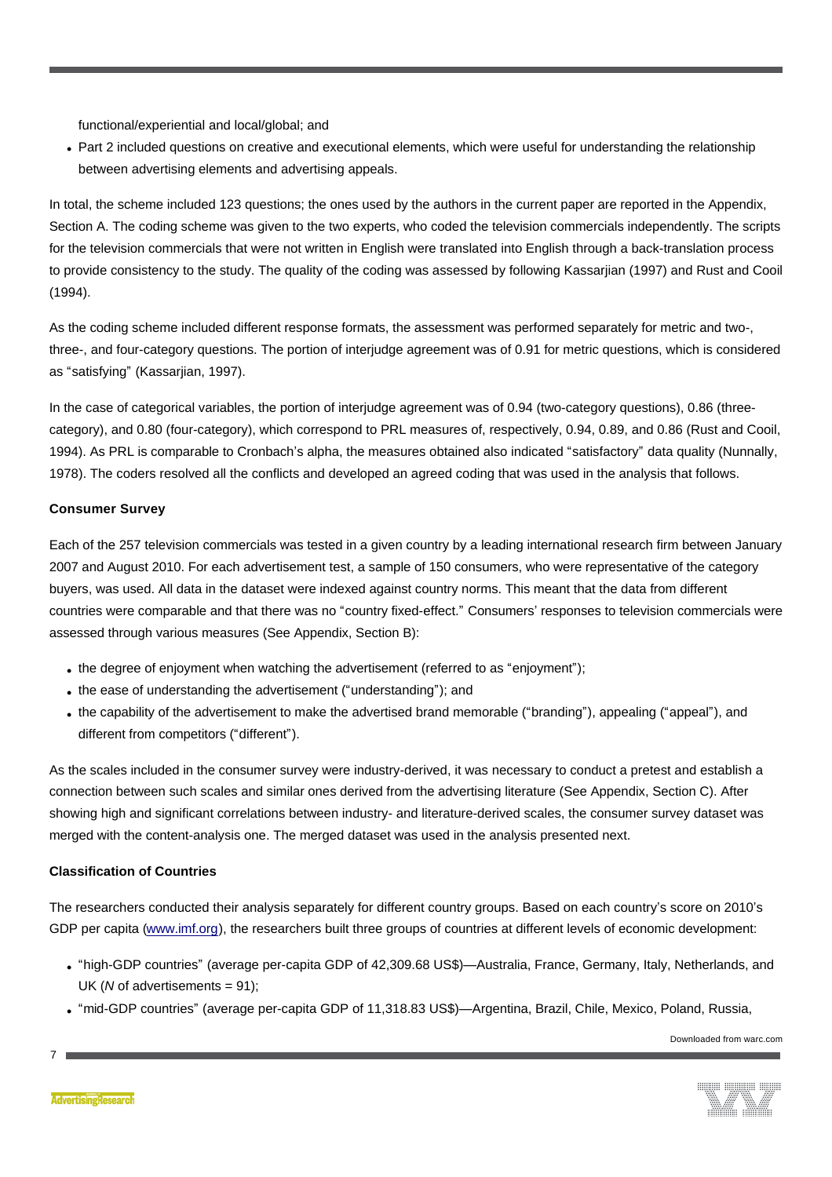functional/experiential and local/global; and

- Part 2 included questions on creative and executional elements, which were useful for understanding the relationship between advertising elements and advertising appeals.

In total, the scheme included 123 questions; the ones used by the authors in the current paper are reported in the Appendix, Section A. The coding scheme was given to the two experts, who coded the television commercials independently. The scripts for the television commercials that were not written in English were translated into English through a back-translation process to provide consistency to the study. The quality of the coding was assessed by following Kassarjian (1997) and Rust and Cooil (1994).

As the coding scheme included different response formats, the assessment was performed separately for metric and two-, three-, and four-category questions. The portion of interjudge agreement was of 0.91 for metric questions, which is considered as “satisfying” (Kassarjian, 1997).

In the case of categorical variables, the portion of interjudge agreement was of 0.94 (two-category questions), 0.86 (three-category), and 0.80 (four-category), which correspond to PRL measures of, respectively, 0.94, 0.89, and 0.86 (Rust and Cooil, 1994). As PRL is comparable to Cronbach’s alpha, the measures obtained also indicated “satisfactory” data quality (Nunnally, 1978). The coders resolved all the conflicts and developed an agreed coding that was used in the analysis that follows.

### Consumer Survey

Each of the 257 television commercials was tested in a given country by a leading international research firm between January 2007 and August 2010. For each advertisement test, a sample of 150 consumers, who were representative of the category buyers, was used. All data in the dataset were indexed against country norms. This meant that the data from different countries were comparable and that there was no “country fixed-effect.” Consumers’ responses to television commercials were assessed through various measures (See Appendix, Section B):

- the degree of enjoyment when watching the advertisement (referred to as “enjoyment”);
- the ease of understanding the advertisement (“understanding”); and
- the capability of the advertisement to make the advertised brand memorable (“branding”), appealing (“appeal”), and different from competitors (“different”).

As the scales included in the consumer survey were industry-derived, it was necessary to conduct a pretest and establish a connection between such scales and similar ones derived from the advertising literature (See Appendix, Section C). After showing high and significant correlations between industry- and literature-derived scales, the consumer survey dataset was merged with the content-analysis one. The merged dataset was used in the analysis presented next.

### Classification of Countries

The researchers conducted their analysis separately for different country groups. Based on each country’s score on 2010’s GDP per capita (www.imf.org), the researchers built three groups of countries at different levels of economic development:

- “high-GDP countries” (average per-capita GDP of 42,309.68 US$)—Australia, France, Germany, Italy, Netherlands, and UK (*N* of advertisements = 91);
- “mid-GDP countries” (average per-capita GDP of 11,318.83 US$)—Argentina, Brazil, Chile, Mexico, Poland, Russia,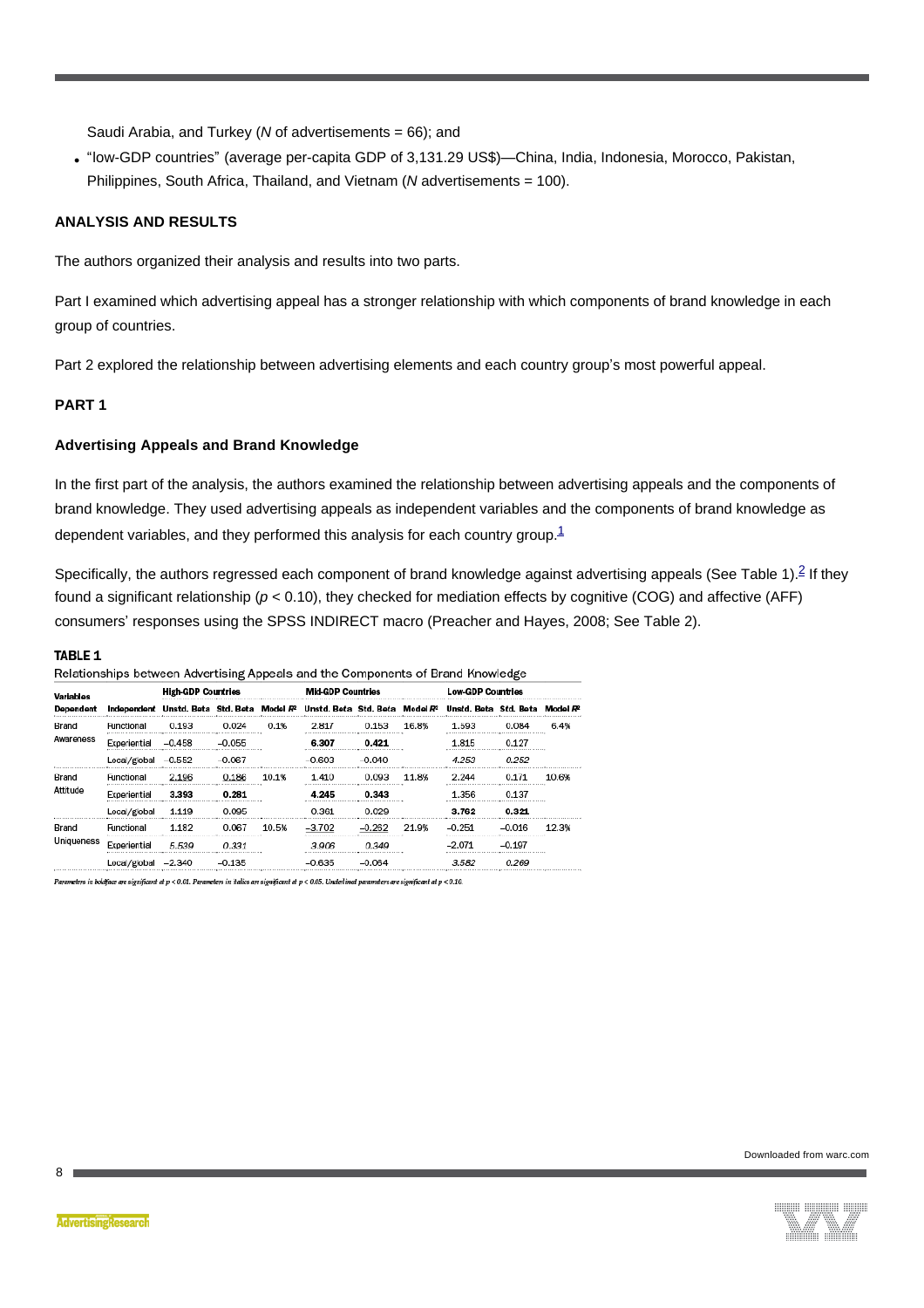Saudi Arabia, and Turkey (*N* of advertisements = 66); and

- “low-GDP countries” (average per-capita GDP of 3,131.29 US$)—China, India, Indonesia, Morocco, Pakistan, Philippines, South Africa, Thailand, and Vietnam (*N* advertisements = 100).

## ANALYSIS AND RESULTS

The authors organized their analysis and results into two parts.

Part I examined which advertising appeal has a stronger relationship with which components of brand knowledge in each group of countries.

Part 2 explored the relationship between advertising elements and each country group’s most powerful appeal.

### PART 1

#### Advertising Appeals and Brand Knowledge

In the first part of the analysis, the authors examined the relationship between advertising appeals and the components of brand knowledge. They used advertising appeals as independent variables and the components of brand knowledge as dependent variables, and they performed this analysis for each country group.[1]

Specifically, the authors regressed each component of brand knowledge against advertising appeals (See Table 1).[2] If they found a significant relationship ($p < 0.10$), they checked for mediation effects by cognitive (COG) and affective (AFF) consumers’ responses using the SPSS INDIRECT macro (Preacher and Hayes, 2008; See Table 2).

**TABLE 1**

Relationships between Advertising Appeals and the Components of Brand Knowledge

| Variables | | High-GDP Countries | | | Mid-GDP Countries | | | Low-GDP Countries | | |
|---|---|---|---|---|---|---|---|---|---|---|
| Dependent | Independent | Unstd. Beta | Std. Beta | Model $R^2$ | Unstd. Beta | Std. Beta | Model $R^2$ | Unstd. Beta | Std. Beta | Model $R^2$ |
| Brand Awareness | Functional | 0.193 | 0.024 | 0.1% | 2.817 | 0.153 | 16.8% | 1.593 | 0.084 | 6.4% |
| | Experiential | –0.458 | –0.055 | | **6.307** | **0.421** | | 1.815 | 0.127 | |
| | Local/global | –0.552 | –0.067 | | –0.603 | –0.040 | | *4.253* | *0.252* | |
| Brand Attitude | Functional | 2.196 | 0.186 | 10.1% | 1.410 | 0.093 | 11.8% | 2.244 | 0.171 | 10.6% |
| | Experiential | **3.393** | **0.281** | | **4.245** | **0.343** | | 1.356 | 0.137 | |
| | Local/global | 1.119 | 0.095 | | 0.361 | 0.029 | | **3.762** | **0.321** | |
| Brand Uniqueness | Functional | 1.182 | 0.067 | 10.5% | –3.702 | –0.262 | 21.9% | –0.251 | –0.016 | 12.3% |
| | Experiential | *5.539* | *0.331* | | *3.906* | *0.349* | | –2.071 | –0.197 | |
| | Local/global | –2.340 | –0.135 | | –0.635 | –0.064 | | *3.582* | *0.269* | |

*Parameters in boldface are significant at $p < 0.01$. Parameters in italics are significant at $p < 0.05$. Underlined parameters are significant at $p < 0.10$.*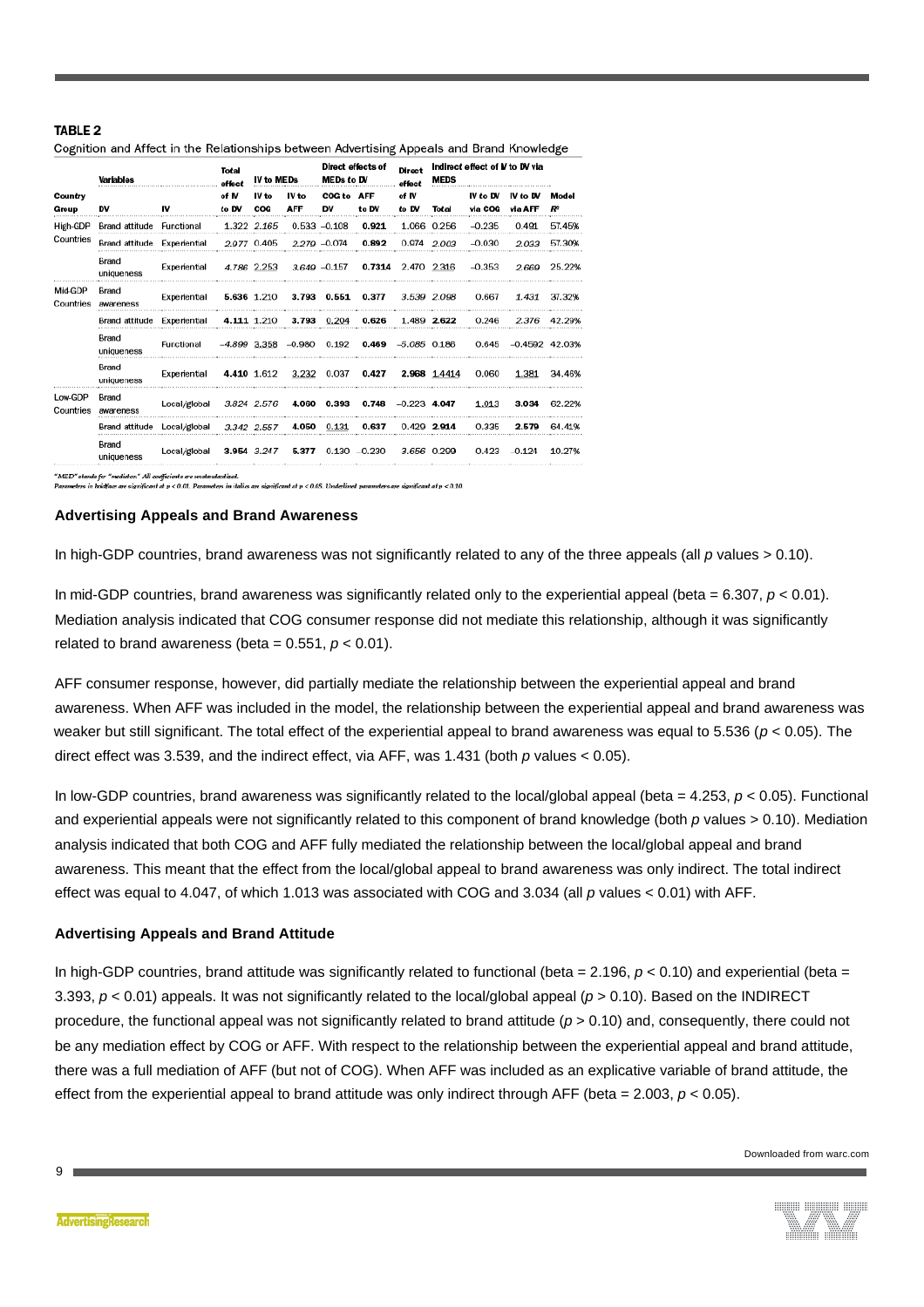**TABLE 2**

Cognition and Affect in the Relationships between Advertising Appeals and Brand Knowledge

| Country Group | Variables DV | IV | Total effect of IV to DV | IV to MEDs IV to COG | IV to AFF | Direct effects of MEDs to DV COG to DV | AFF to DV | Direct effect of IV to DV | Indirect effect of IV to DV via MEDS Total | IV to DV via COG | IV to DV via AFF | Model $R^2$ |
|---|---|---|---|---|---|---|---|---|---|---|---|---|
| High-GDP Countries | Brand attitude | Functional | 1.322 | *2.165* | 0.533 | −0.108 | **0.921** | 1.066 | 0.256 | −0.235 | 0.491 | 57.45% |
| | Brand attitude | Experiential | *2.977* | 0.405 | *2.270* | −0.074 | **0.892** | 0.974 | *2.003* | −0.030 | *2.033* | 57.30% |
| | Brand uniqueness | Experiential | *4.786* | 2.253 | *3.649* | −0.157 | **0.7314** | 2.470 | 2.316 | −0.353 | *2.669* | 25.22% |
| Mid-GDP Countries | Brand awareness | Experiential | **5.636** | 1.210 | **3.793** | **0.551** | **0.377** | *3.539* | *2.098* | 0.667 | *1.431* | 37.32% |
| | Brand attitude | Experiential | **4.111** | 1.210 | **3.793** | <u>0.204</u> | **0.626** | 1.489 | **2.622** | 0.246 | *2.376* | 42.29% |
| | Brand uniqueness | Functional | *−4.899* | <u>3.358</u> | −0.980 | 0.192 | **0.469** | *−5.085* | 0.186 | 0.645 | −0.4592 | 42.03% |
| | Brand uniqueness | Experiential | **4.410** | 1.612 | <u>3.232</u> | 0.037 | **0.427** | **2.968** | <u>1.4414</u> | 0.060 | <u>1.381</u> | 34.46% |
| Low-GDP Countries | Brand awareness | Local/global | *3.824* | *2.576* | **4.060** | **0.393** | **0.748** | −0.223 | **4.047** | <u>1.013</u> | **3.034** | 62.22% |
| | Brand attitude | Local/global | *3.342* | *2.557* | **4.050** | <u>0.131</u> | **0.637** | 0.429 | **2.914** | 0.335 | **2.579** | 64.41% |
| | Brand uniqueness | Local/global | **3.954** | *3.247* | **5.377** | 0.130 | −0.230 | *3.656* | 0.299 | 0.423 | −0.124 | 10.27% |

*"MED" stands for "mediator." All coefficients are unstandardized.*
*Parameters in boldface are significant at $p < 0.01$. Parameters in italics are significant at $p < 0.05$. Underlined parameters are significant at $p < 0.10$.*

### Advertising Appeals and Brand Awareness

In high-GDP countries, brand awareness was not significantly related to any of the three appeals (all *p* values > 0.10).

In mid-GDP countries, brand awareness was significantly related only to the experiential appeal (beta = 6.307, $p < 0.01$). Mediation analysis indicated that COG consumer response did not mediate this relationship, although it was significantly related to brand awareness (beta = 0.551, $p < 0.01$).

AFF consumer response, however, did partially mediate the relationship between the experiential appeal and brand awareness. When AFF was included in the model, the relationship between the experiential appeal and brand awareness was weaker but still significant. The total effect of the experiential appeal to brand awareness was equal to 5.536 ($p < 0.05$). The direct effect was 3.539, and the indirect effect, via AFF, was 1.431 (both *p* values < 0.05).

In low-GDP countries, brand awareness was significantly related to the local/global appeal (beta = 4.253, $p < 0.05$). Functional and experiential appeals were not significantly related to this component of brand knowledge (both *p* values > 0.10). Mediation analysis indicated that both COG and AFF fully mediated the relationship between the local/global appeal and brand awareness. This meant that the effect from the local/global appeal to brand awareness was only indirect. The total indirect effect was equal to 4.047, of which 1.013 was associated with COG and 3.034 (all *p* values < 0.01) with AFF.

### Advertising Appeals and Brand Attitude

In high-GDP countries, brand attitude was significantly related to functional (beta = 2.196, $p < 0.10$) and experiential (beta = 3.393, $p < 0.01$) appeals. It was not significantly related to the local/global appeal ($p > 0.10$). Based on the INDIRECT procedure, the functional appeal was not significantly related to brand attitude ($p > 0.10$) and, consequently, there could not be any mediation effect by COG or AFF. With respect to the relationship between the experiential appeal and brand attitude, there was a full mediation of AFF (but not of COG). When AFF was included as an explicative variable of brand attitude, the effect from the experiential appeal to brand attitude was only indirect through AFF (beta = 2.003, $p < 0.05$).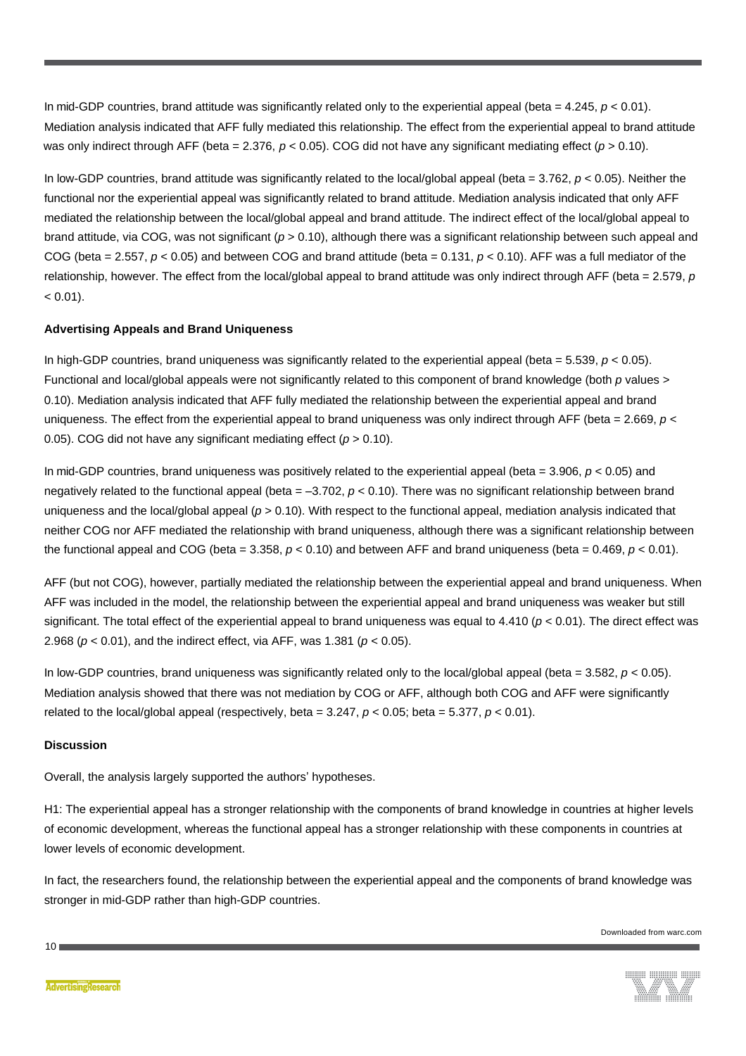In mid-GDP countries, brand attitude was significantly related only to the experiential appeal (beta = 4.245, $p < 0.01$). Mediation analysis indicated that AFF fully mediated this relationship. The effect from the experiential appeal to brand attitude was only indirect through AFF (beta = 2.376, $p < 0.05$). COG did not have any significant mediating effect ($p > 0.10$).

In low-GDP countries, brand attitude was significantly related to the local/global appeal (beta = 3.762, $p < 0.05$). Neither the functional nor the experiential appeal was significantly related to brand attitude. Mediation analysis indicated that only AFF mediated the relationship between the local/global appeal and brand attitude. The indirect effect of the local/global appeal to brand attitude, via COG, was not significant ($p > 0.10$), although there was a significant relationship between such appeal and COG (beta = 2.557, $p < 0.05$) and between COG and brand attitude (beta = 0.131, $p < 0.10$). AFF was a full mediator of the relationship, however. The effect from the local/global appeal to brand attitude was only indirect through AFF (beta = 2.579, $p < 0.01$).

### Advertising Appeals and Brand Uniqueness

In high-GDP countries, brand uniqueness was significantly related to the experiential appeal (beta = 5.539, $p < 0.05$). Functional and local/global appeals were not significantly related to this component of brand knowledge (both $p$ values > 0.10). Mediation analysis indicated that AFF fully mediated the relationship between the experiential appeal and brand uniqueness. The effect from the experiential appeal to brand uniqueness was only indirect through AFF (beta = 2.669, $p < 0.05$). COG did not have any significant mediating effect ($p > 0.10$).

In mid-GDP countries, brand uniqueness was positively related to the experiential appeal (beta = 3.906, $p < 0.05$) and negatively related to the functional appeal (beta = –3.702, $p < 0.10$). There was no significant relationship between brand uniqueness and the local/global appeal ($p > 0.10$). With respect to the functional appeal, mediation analysis indicated that neither COG nor AFF mediated the relationship with brand uniqueness, although there was a significant relationship between the functional appeal and COG (beta = 3.358, $p < 0.10$) and between AFF and brand uniqueness (beta = 0.469, $p < 0.01$).

AFF (but not COG), however, partially mediated the relationship between the experiential appeal and brand uniqueness. When AFF was included in the model, the relationship between the experiential appeal and brand uniqueness was weaker but still significant. The total effect of the experiential appeal to brand uniqueness was equal to 4.410 ($p < 0.01$). The direct effect was 2.968 ($p < 0.01$), and the indirect effect, via AFF, was 1.381 ($p < 0.05$).

In low-GDP countries, brand uniqueness was significantly related only to the local/global appeal (beta = 3.582, $p < 0.05$). Mediation analysis showed that there was not mediation by COG or AFF, although both COG and AFF were significantly related to the local/global appeal (respectively, beta = 3.247, $p < 0.05$; beta = 5.377, $p < 0.01$).

### Discussion

Overall, the analysis largely supported the authors' hypotheses.

H1: The experiential appeal has a stronger relationship with the components of brand knowledge in countries at higher levels of economic development, whereas the functional appeal has a stronger relationship with these components in countries at lower levels of economic development.

In fact, the researchers found, the relationship between the experiential appeal and the components of brand knowledge was stronger in mid-GDP rather than high-GDP countries.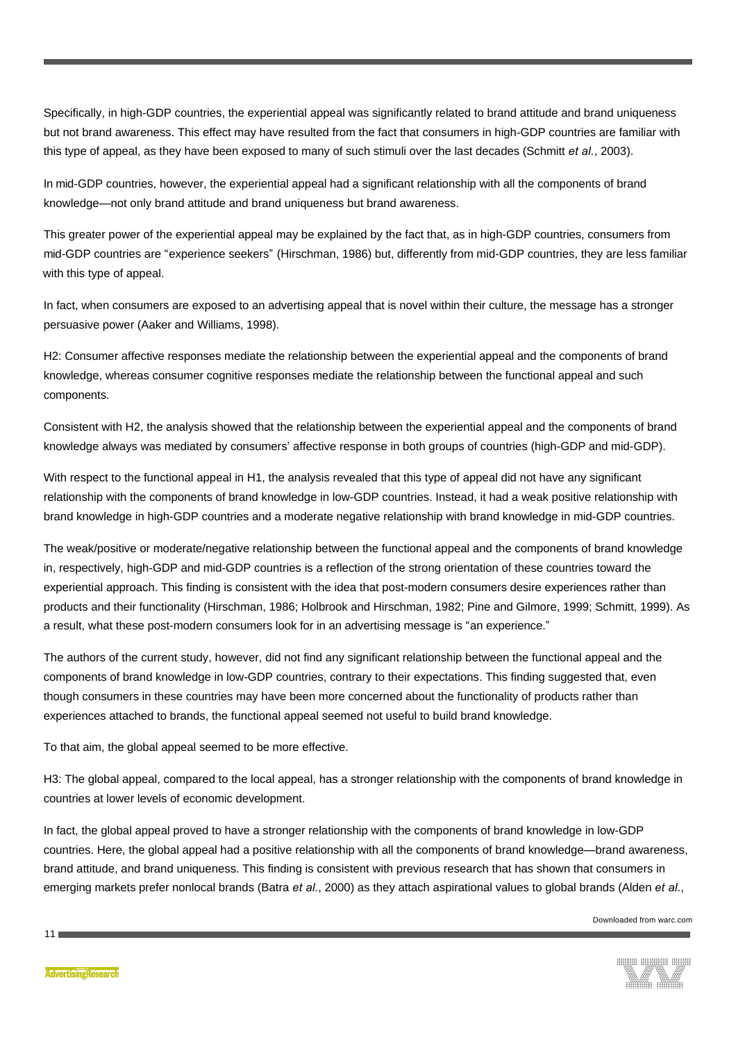Specifically, in high-GDP countries, the experiential appeal was significantly related to brand attitude and brand uniqueness but not brand awareness. This effect may have resulted from the fact that consumers in high-GDP countries are familiar with this type of appeal, as they have been exposed to many of such stimuli over the last decades (Schmitt *et al.*, 2003).

In mid-GDP countries, however, the experiential appeal had a significant relationship with all the components of brand knowledge—not only brand attitude and brand uniqueness but brand awareness.

This greater power of the experiential appeal may be explained by the fact that, as in high-GDP countries, consumers from mid-GDP countries are "experience seekers" (Hirschman, 1986) but, differently from mid-GDP countries, they are less familiar with this type of appeal.

In fact, when consumers are exposed to an advertising appeal that is novel within their culture, the message has a stronger persuasive power (Aaker and Williams, 1998).

H2: Consumer affective responses mediate the relationship between the experiential appeal and the components of brand knowledge, whereas consumer cognitive responses mediate the relationship between the functional appeal and such components.

Consistent with H2, the analysis showed that the relationship between the experiential appeal and the components of brand knowledge always was mediated by consumers' affective response in both groups of countries (high-GDP and mid-GDP).

With respect to the functional appeal in H1, the analysis revealed that this type of appeal did not have any significant relationship with the components of brand knowledge in low-GDP countries. Instead, it had a weak positive relationship with brand knowledge in high-GDP countries and a moderate negative relationship with brand knowledge in mid-GDP countries.

The weak/positive or moderate/negative relationship between the functional appeal and the components of brand knowledge in, respectively, high-GDP and mid-GDP countries is a reflection of the strong orientation of these countries toward the experiential approach. This finding is consistent with the idea that post-modern consumers desire experiences rather than products and their functionality (Hirschman, 1986; Holbrook and Hirschman, 1982; Pine and Gilmore, 1999; Schmitt, 1999). As a result, what these post-modern consumers look for in an advertising message is "an experience."

The authors of the current study, however, did not find any significant relationship between the functional appeal and the components of brand knowledge in low-GDP countries, contrary to their expectations. This finding suggested that, even though consumers in these countries may have been more concerned about the functionality of products rather than experiences attached to brands, the functional appeal seemed not useful to build brand knowledge.

To that aim, the global appeal seemed to be more effective.

H3: The global appeal, compared to the local appeal, has a stronger relationship with the components of brand knowledge in countries at lower levels of economic development.

In fact, the global appeal proved to have a stronger relationship with the components of brand knowledge in low-GDP countries. Here, the global appeal had a positive relationship with all the components of brand knowledge—brand awareness, brand attitude, and brand uniqueness. This finding is consistent with previous research that has shown that consumers in emerging markets prefer nonlocal brands (Batra *et al.*, 2000) as they attach aspirational values to global brands (Alden *et al.*,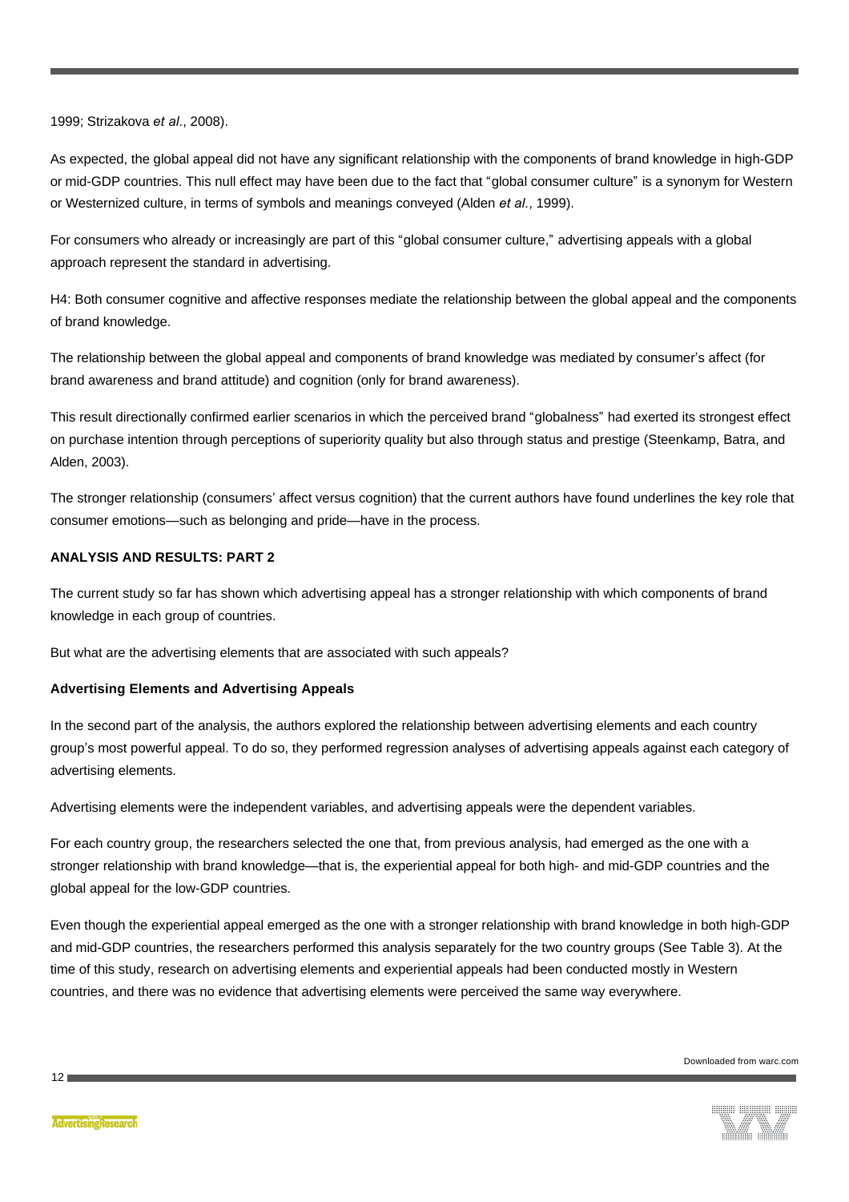1999; Strizakova *et al*., 2008).

As expected, the global appeal did not have any significant relationship with the components of brand knowledge in high-GDP or mid-GDP countries. This null effect may have been due to the fact that "global consumer culture" is a synonym for Western or Westernized culture, in terms of symbols and meanings conveyed (Alden *et al.*, 1999).

For consumers who already or increasingly are part of this "global consumer culture," advertising appeals with a global approach represent the standard in advertising.

H4: Both consumer cognitive and affective responses mediate the relationship between the global appeal and the components of brand knowledge.

The relationship between the global appeal and components of brand knowledge was mediated by consumer's affect (for brand awareness and brand attitude) and cognition (only for brand awareness).

This result directionally confirmed earlier scenarios in which the perceived brand "globalness" had exerted its strongest effect on purchase intention through perceptions of superiority quality but also through status and prestige (Steenkamp, Batra, and Alden, 2003).

The stronger relationship (consumers' affect versus cognition) that the current authors have found underlines the key role that consumer emotions—such as belonging and pride—have in the process.

## ANALYSIS AND RESULTS: PART 2

The current study so far has shown which advertising appeal has a stronger relationship with which components of brand knowledge in each group of countries.

But what are the advertising elements that are associated with such appeals?

### Advertising Elements and Advertising Appeals

In the second part of the analysis, the authors explored the relationship between advertising elements and each country group's most powerful appeal. To do so, they performed regression analyses of advertising appeals against each category of advertising elements.

Advertising elements were the independent variables, and advertising appeals were the dependent variables.

For each country group, the researchers selected the one that, from previous analysis, had emerged as the one with a stronger relationship with brand knowledge—that is, the experiential appeal for both high- and mid-GDP countries and the global appeal for the low-GDP countries.

Even though the experiential appeal emerged as the one with a stronger relationship with brand knowledge in both high-GDP and mid-GDP countries, the researchers performed this analysis separately for the two country groups (See Table 3). At the time of this study, research on advertising elements and experiential appeals had been conducted mostly in Western countries, and there was no evidence that advertising elements were perceived the same way everywhere.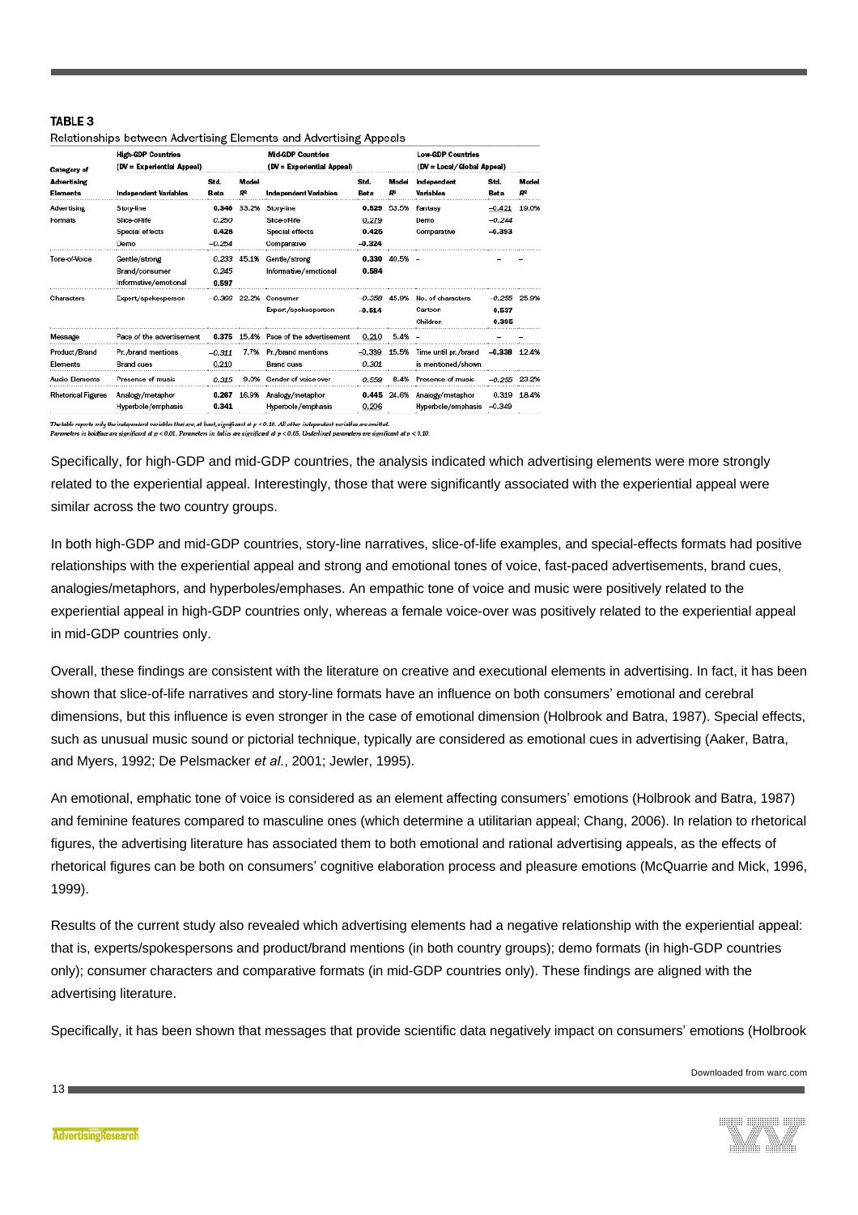**TABLE 3**

Relationships between Advertising Elements and Advertising Appeals

| Category of Advertising Elements | High-GDP Countries (DV = Experiential Appeal) Independent Variables | Std. Beta | Model $R^2$ | Mid-GDP Countries (DV = Experiential Appeal) Independent Variables | Std. Beta | Model $R^2$ | Low-GDP Countries (DV = Local/Global Appeal) Independent Variables | Std. Beta | Model $R^2$ |
|---|---|---|---|---|---|---|---|---|---|
| Advertising Formats | Story-line | **0.346** | 33.2% | Story-line | **0.529** | 53.5% | Fantasy | <u>−0.421</u> | 19.0% |
| | Slice-of-life | *0.250* | | Slice-of-life | <u>0.279</u> | | Demo | *−0.244* | |
| | Special effects | **0.428** | | Special effects | **0.425** | | Comparative | **−0.393** | |
| | Demo | *−0.254* | | Comparative | **−0.324** | | | | |
| Tone-of-Voice | Gentle/strong | *0.233* | 45.1% | Gentle/strong | **0.330** | 40.5% | – | – | – |
| | Brand/consumer | *0.245* | | Informative/emotional | **0.584** | | | | |
| | Informative/emotional | **0.597** | | | | | | | |
| Characters | Expert/spokesperson | *−0.366* | 22.2% | Consumer | *−0.358* | 45.9% | No. of characters | *−0.255* | 25.9% |
| | | | | Expert/spokesperson | **−0.514** | | Cartoon | **0.537** | |
| | | | | | | | Children | **0.395** | |
| Message | Pace of the advertisement | **0.375** | 15.4% | Pace of the advertisement | <u>0.210</u> | 5.4% | – | – | – |
| Product/Brand Elements | Pr./brand mentions | *−0.311* | 7.7% | Pr./brand mentions | <u>−0.339</u> | 15.5% | Time until pr./brand is mentioned/shown | **−0.338** | 12.4% |
| | Brand cues | <u>0.210</u> | | Brand cues | *0.301* | | | | |
| Audio Elements | Presence of music | *0.315* | 9.0% | Gender of voice-over | *0.559* | 8.4% | Presence of music | *−0.255* | 23.2% |
| Rhetorical Figures | Analogy/metaphor | **0.267** | 16.9% | Analogy/metaphor | **0.445** | 24.6% | Analogy/metaphor | 0.319 | 18.4% |
| | Hyperbole/emphasis | **0.341** | | Hyperbole/emphasis | <u>0.206</u> | | Hyperbole/emphasis | −0.349 | |

*The table reports only the independent variables that are, at least, significant at $p < 0.10$. All other independent variables are omitted.*
*Parameters in boldface are significant at $p < 0.01$. Parameters in italics are significant at $p < 0.05$. Underlined parameters are significant at $p < 0.10$.*

Specifically, for high-GDP and mid-GDP countries, the analysis indicated which advertising elements were more strongly related to the experiential appeal. Interestingly, those that were significantly associated with the experiential appeal were similar across the two country groups.

In both high-GDP and mid-GDP countries, story-line narratives, slice-of-life examples, and special-effects formats had positive relationships with the experiential appeal and strong and emotional tones of voice, fast-paced advertisements, brand cues, analogies/metaphors, and hyperboles/emphases. An empathic tone of voice and music were positively related to the experiential appeal in high-GDP countries only, whereas a female voice-over was positively related to the experiential appeal in mid-GDP countries only.

Overall, these findings are consistent with the literature on creative and executional elements in advertising. In fact, it has been shown that slice-of-life narratives and story-line formats have an influence on both consumers' emotional and cerebral dimensions, but this influence is even stronger in the case of emotional dimension (Holbrook and Batra, 1987). Special effects, such as unusual music sound or pictorial technique, typically are considered as emotional cues in advertising (Aaker, Batra, and Myers, 1992; De Pelsmacker *et al.*, 2001; Jewler, 1995).

An emotional, emphatic tone of voice is considered as an element affecting consumers' emotions (Holbrook and Batra, 1987) and feminine features compared to masculine ones (which determine a utilitarian appeal; Chang, 2006). In relation to rhetorical figures, the advertising literature has associated them to both emotional and rational advertising appeals, as the effects of rhetorical figures can be both on consumers' cognitive elaboration process and pleasure emotions (McQuarrie and Mick, 1996, 1999).

Results of the current study also revealed which advertising elements had a negative relationship with the experiential appeal: that is, experts/spokespersons and product/brand mentions (in both country groups); demo formats (in high-GDP countries only); consumer characters and comparative formats (in mid-GDP countries only). These findings are aligned with the advertising literature.

Specifically, it has been shown that messages that provide scientific data negatively impact on consumers' emotions (Holbrook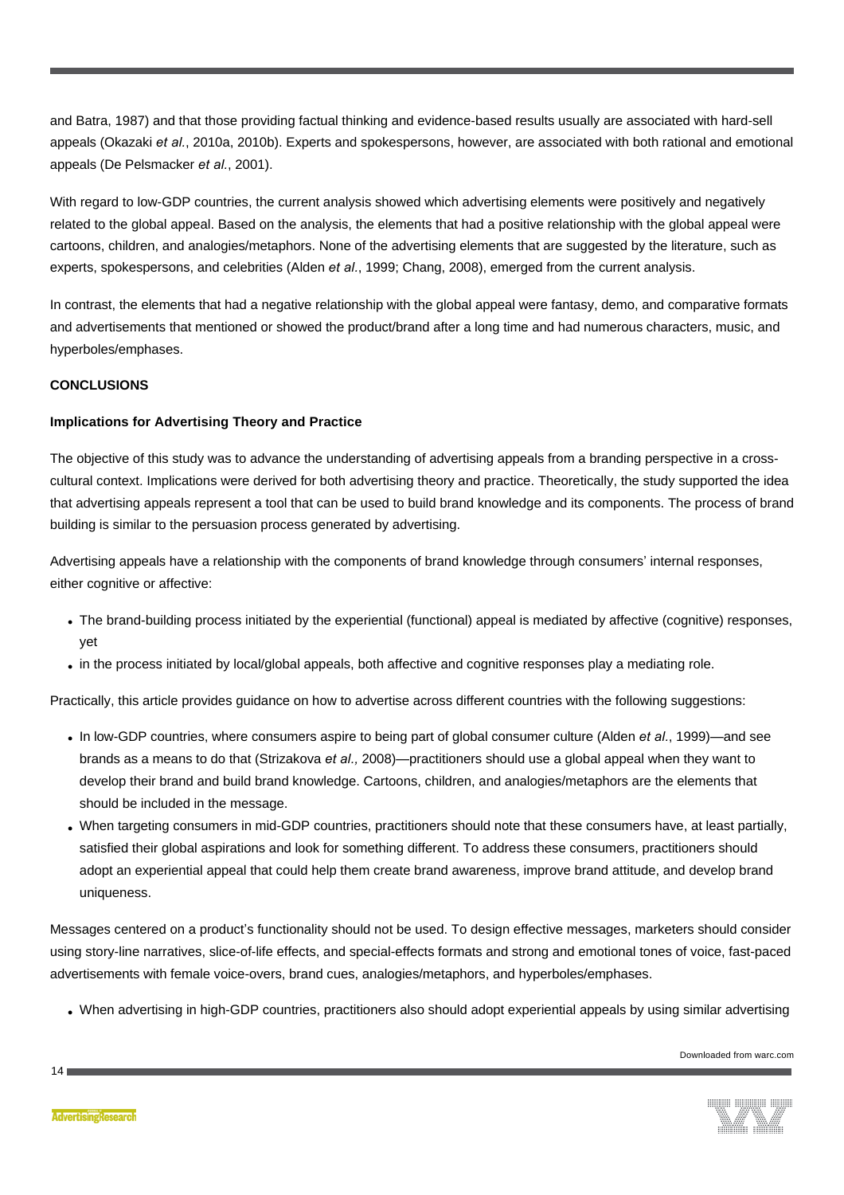and Batra, 1987) and that those providing factual thinking and evidence-based results usually are associated with hard-sell appeals (Okazaki *et al.*, 2010a, 2010b). Experts and spokespersons, however, are associated with both rational and emotional appeals (De Pelsmacker *et al.*, 2001).

With regard to low-GDP countries, the current analysis showed which advertising elements were positively and negatively related to the global appeal. Based on the analysis, the elements that had a positive relationship with the global appeal were cartoons, children, and analogies/metaphors. None of the advertising elements that are suggested by the literature, such as experts, spokespersons, and celebrities (Alden *et al.*, 1999; Chang, 2008), emerged from the current analysis.

In contrast, the elements that had a negative relationship with the global appeal were fantasy, demo, and comparative formats and advertisements that mentioned or showed the product/brand after a long time and had numerous characters, music, and hyperboles/emphases.

## CONCLUSIONS

### Implications for Advertising Theory and Practice

The objective of this study was to advance the understanding of advertising appeals from a branding perspective in a cross-cultural context. Implications were derived for both advertising theory and practice. Theoretically, the study supported the idea that advertising appeals represent a tool that can be used to build brand knowledge and its components. The process of brand building is similar to the persuasion process generated by advertising.

Advertising appeals have a relationship with the components of brand knowledge through consumers' internal responses, either cognitive or affective:

- The brand-building process initiated by the experiential (functional) appeal is mediated by affective (cognitive) responses, yet
- in the process initiated by local/global appeals, both affective and cognitive responses play a mediating role.

Practically, this article provides guidance on how to advertise across different countries with the following suggestions:

- In low-GDP countries, where consumers aspire to being part of global consumer culture (Alden *et al.*, 1999)—and see brands as a means to do that (Strizakova *et al.,* 2008)—practitioners should use a global appeal when they want to develop their brand and build brand knowledge. Cartoons, children, and analogies/metaphors are the elements that should be included in the message.
- When targeting consumers in mid-GDP countries, practitioners should note that these consumers have, at least partially, satisfied their global aspirations and look for something different. To address these consumers, practitioners should adopt an experiential appeal that could help them create brand awareness, improve brand attitude, and develop brand uniqueness.

Messages centered on a product's functionality should not be used. To design effective messages, marketers should consider using story-line narratives, slice-of-life effects, and special-effects formats and strong and emotional tones of voice, fast-paced advertisements with female voice-overs, brand cues, analogies/metaphors, and hyperboles/emphases.

- When advertising in high-GDP countries, practitioners also should adopt experiential appeals by using similar advertising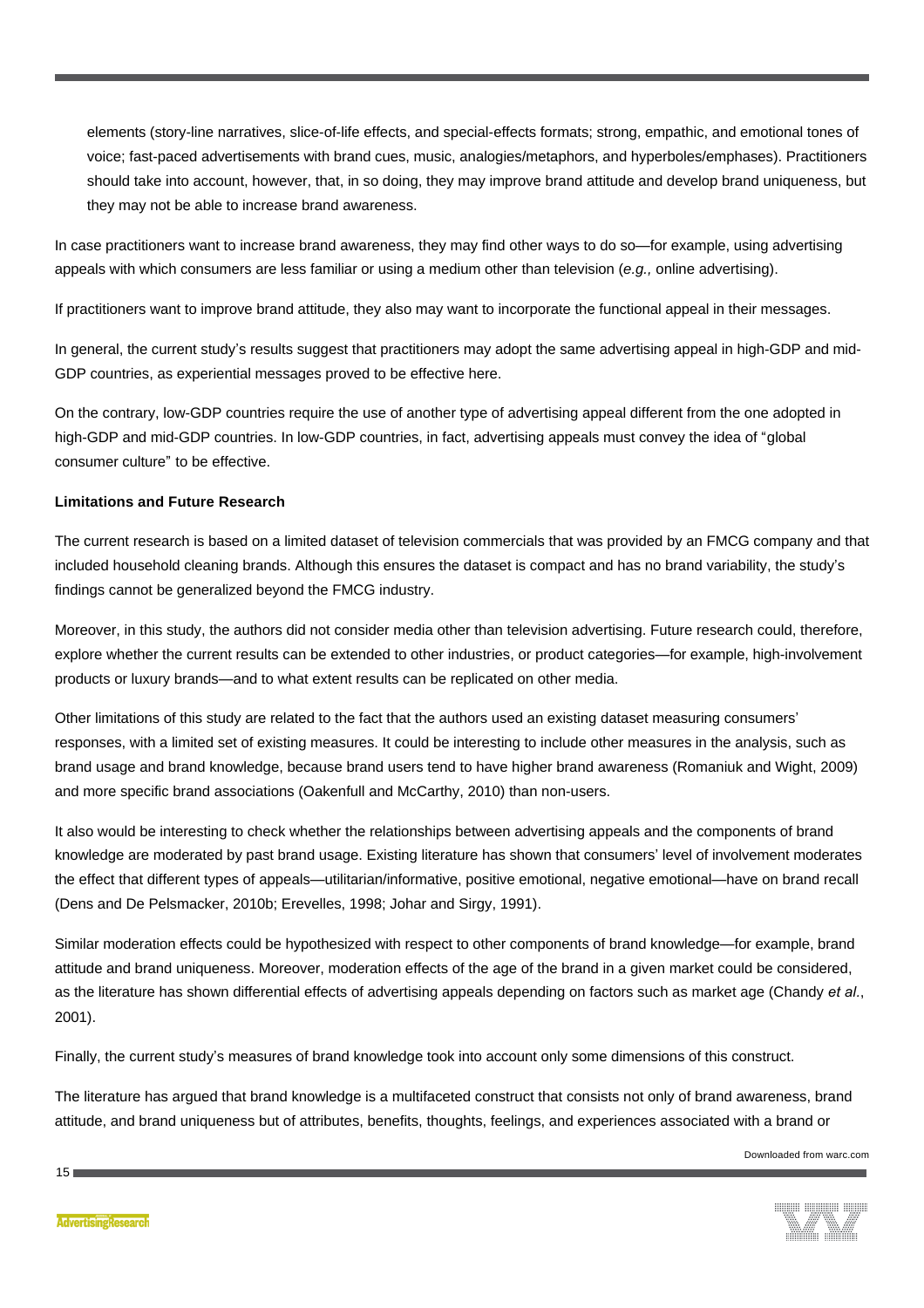elements (story-line narratives, slice-of-life effects, and special-effects formats; strong, empathic, and emotional tones of voice; fast-paced advertisements with brand cues, music, analogies/metaphors, and hyperboles/emphases). Practitioners should take into account, however, that, in so doing, they may improve brand attitude and develop brand uniqueness, but they may not be able to increase brand awareness.

In case practitioners want to increase brand awareness, they may find other ways to do so—for example, using advertising appeals with which consumers are less familiar or using a medium other than television (*e.g.,* online advertising).

If practitioners want to improve brand attitude, they also may want to incorporate the functional appeal in their messages.

In general, the current study's results suggest that practitioners may adopt the same advertising appeal in high-GDP and mid-GDP countries, as experiential messages proved to be effective here.

On the contrary, low-GDP countries require the use of another type of advertising appeal different from the one adopted in high-GDP and mid-GDP countries. In low-GDP countries, in fact, advertising appeals must convey the idea of "global consumer culture" to be effective.

**Limitations and Future Research**

The current research is based on a limited dataset of television commercials that was provided by an FMCG company and that included household cleaning brands. Although this ensures the dataset is compact and has no brand variability, the study's findings cannot be generalized beyond the FMCG industry.

Moreover, in this study, the authors did not consider media other than television advertising. Future research could, therefore, explore whether the current results can be extended to other industries, or product categories—for example, high-involvement products or luxury brands—and to what extent results can be replicated on other media.

Other limitations of this study are related to the fact that the authors used an existing dataset measuring consumers' responses, with a limited set of existing measures. It could be interesting to include other measures in the analysis, such as brand usage and brand knowledge, because brand users tend to have higher brand awareness (Romaniuk and Wight, 2009) and more specific brand associations (Oakenfull and McCarthy, 2010) than non-users.

It also would be interesting to check whether the relationships between advertising appeals and the components of brand knowledge are moderated by past brand usage. Existing literature has shown that consumers' level of involvement moderates the effect that different types of appeals—utilitarian/informative, positive emotional, negative emotional—have on brand recall (Dens and De Pelsmacker, 2010b; Erevelles, 1998; Johar and Sirgy, 1991).

Similar moderation effects could be hypothesized with respect to other components of brand knowledge—for example, brand attitude and brand uniqueness. Moreover, moderation effects of the age of the brand in a given market could be considered, as the literature has shown differential effects of advertising appeals depending on factors such as market age (Chandy *et al.*, 2001).

Finally, the current study's measures of brand knowledge took into account only some dimensions of this construct.

The literature has argued that brand knowledge is a multifaceted construct that consists not only of brand awareness, brand attitude, and brand uniqueness but of attributes, benefits, thoughts, feelings, and experiences associated with a brand or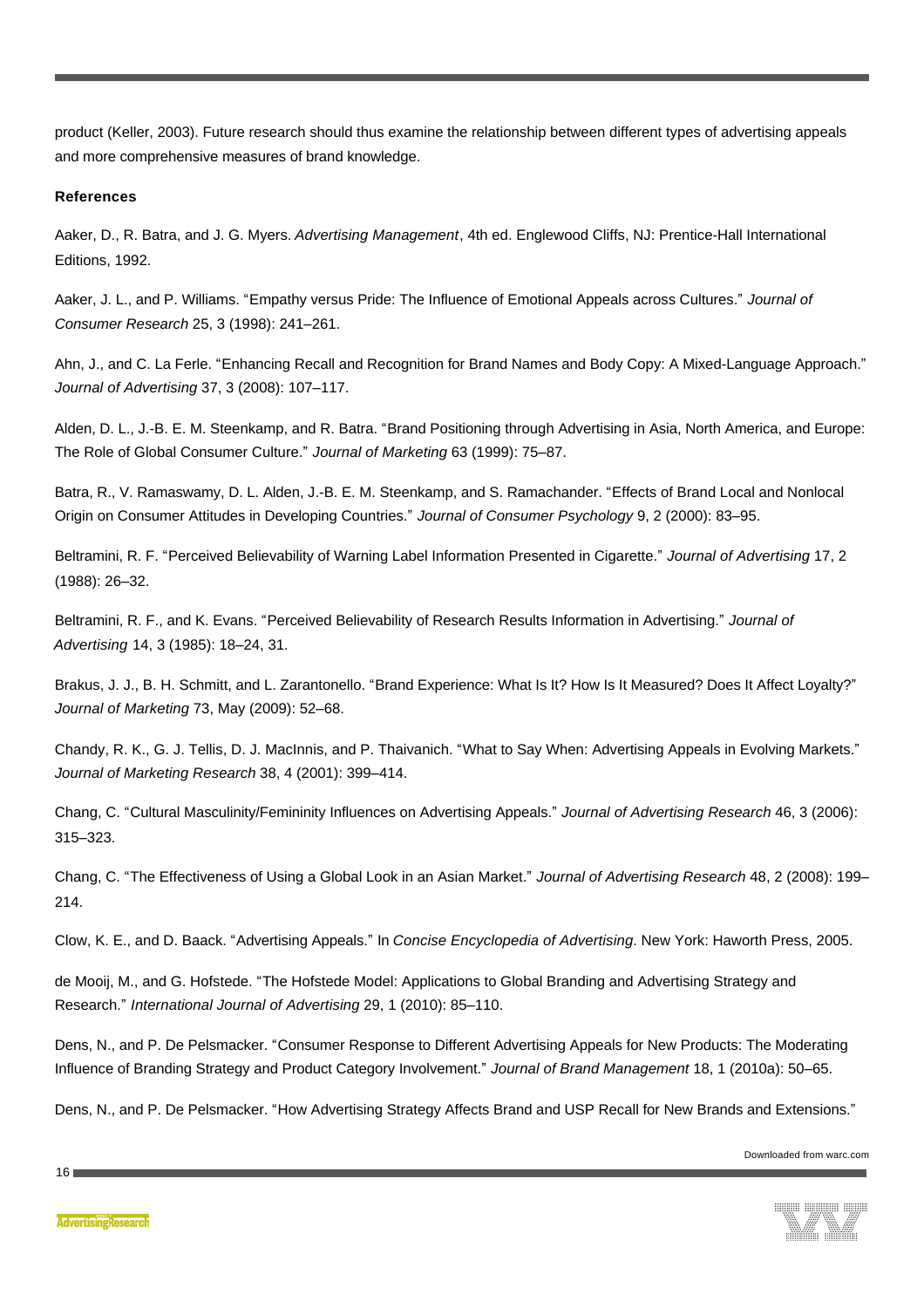product (Keller, 2003). Future research should thus examine the relationship between different types of advertising appeals and more comprehensive measures of brand knowledge.

**References**

Aaker, D., R. Batra, and J. G. Myers. *Advertising Management*, 4th ed. Englewood Cliffs, NJ: Prentice-Hall International Editions, 1992.

Aaker, J. L., and P. Williams. "Empathy versus Pride: The Influence of Emotional Appeals across Cultures." *Journal of Consumer Research* 25, 3 (1998): 241–261.

Ahn, J., and C. La Ferle. "Enhancing Recall and Recognition for Brand Names and Body Copy: A Mixed-Language Approach." *Journal of Advertising* 37, 3 (2008): 107–117.

Alden, D. L., J.-B. E. M. Steenkamp, and R. Batra. "Brand Positioning through Advertising in Asia, North America, and Europe: The Role of Global Consumer Culture." *Journal of Marketing* 63 (1999): 75–87.

Batra, R., V. Ramaswamy, D. L. Alden, J.-B. E. M. Steenkamp, and S. Ramachander. "Effects of Brand Local and Nonlocal Origin on Consumer Attitudes in Developing Countries." *Journal of Consumer Psychology* 9, 2 (2000): 83–95.

Beltramini, R. F. "Perceived Believability of Warning Label Information Presented in Cigarette." *Journal of Advertising* 17, 2 (1988): 26–32.

Beltramini, R. F., and K. Evans. "Perceived Believability of Research Results Information in Advertising." *Journal of Advertising* 14, 3 (1985): 18–24, 31.

Brakus, J. J., B. H. Schmitt, and L. Zarantonello. "Brand Experience: What Is It? How Is It Measured? Does It Affect Loyalty?" *Journal of Marketing* 73, May (2009): 52–68.

Chandy, R. K., G. J. Tellis, D. J. MacInnis, and P. Thaivanich. "What to Say When: Advertising Appeals in Evolving Markets." *Journal of Marketing Research* 38, 4 (2001): 399–414.

Chang, C. "Cultural Masculinity/Femininity Influences on Advertising Appeals." *Journal of Advertising Research* 46, 3 (2006): 315–323.

Chang, C. "The Effectiveness of Using a Global Look in an Asian Market." *Journal of Advertising Research* 48, 2 (2008): 199–214.

Clow, K. E., and D. Baack. "Advertising Appeals." In *Concise Encyclopedia of Advertising*. New York: Haworth Press, 2005.

de Mooij, M., and G. Hofstede. "The Hofstede Model: Applications to Global Branding and Advertising Strategy and Research." *International Journal of Advertising* 29, 1 (2010): 85–110.

Dens, N., and P. De Pelsmacker. "Consumer Response to Different Advertising Appeals for New Products: The Moderating Influence of Branding Strategy and Product Category Involvement." *Journal of Brand Management* 18, 1 (2010a): 50–65.

Dens, N., and P. De Pelsmacker. "How Advertising Strategy Affects Brand and USP Recall for New Brands and Extensions."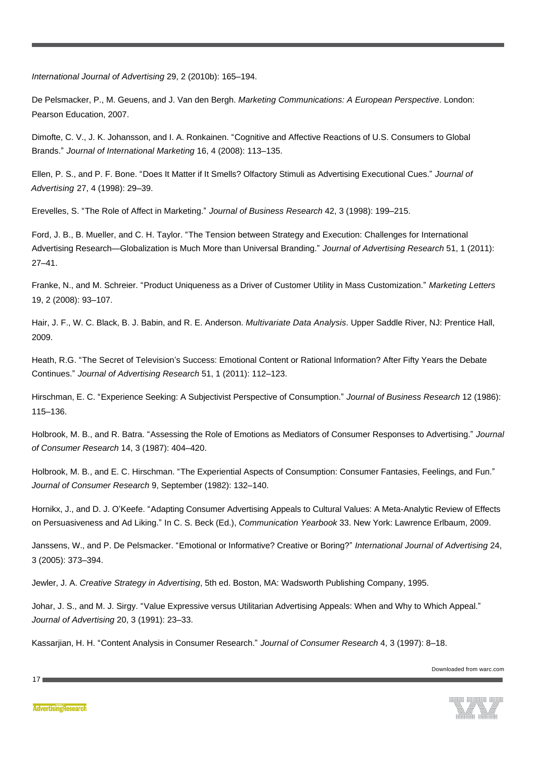*International Journal of Advertising* 29, 2 (2010b): 165–194.

De Pelsmacker, P., M. Geuens, and J. Van den Bergh. *Marketing Communications: A European Perspective*. London: Pearson Education, 2007.

Dimofte, C. V., J. K. Johansson, and I. A. Ronkainen. "Cognitive and Affective Reactions of U.S. Consumers to Global Brands." *Journal of International Marketing* 16, 4 (2008): 113–135.

Ellen, P. S., and P. F. Bone. "Does It Matter if It Smells? Olfactory Stimuli as Advertising Executional Cues." *Journal of Advertising* 27, 4 (1998): 29–39.

Erevelles, S. "The Role of Affect in Marketing." *Journal of Business Research* 42, 3 (1998): 199–215.

Ford, J. B., B. Mueller, and C. H. Taylor. "The Tension between Strategy and Execution: Challenges for International Advertising Research—Globalization is Much More than Universal Branding." *Journal of Advertising Research* 51, 1 (2011): 27–41.

Franke, N., and M. Schreier. "Product Uniqueness as a Driver of Customer Utility in Mass Customization." *Marketing Letters* 19, 2 (2008): 93–107.

Hair, J. F., W. C. Black, B. J. Babin, and R. E. Anderson. *Multivariate Data Analysis*. Upper Saddle River, NJ: Prentice Hall, 2009.

Heath, R.G. "The Secret of Television's Success: Emotional Content or Rational Information? After Fifty Years the Debate Continues." *Journal of Advertising Research* 51, 1 (2011): 112–123.

Hirschman, E. C. "Experience Seeking: A Subjectivist Perspective of Consumption." *Journal of Business Research* 12 (1986): 115–136.

Holbrook, M. B., and R. Batra. "Assessing the Role of Emotions as Mediators of Consumer Responses to Advertising." *Journal of Consumer Research* 14, 3 (1987): 404–420.

Holbrook, M. B., and E. C. Hirschman. "The Experiential Aspects of Consumption: Consumer Fantasies, Feelings, and Fun." *Journal of Consumer Research* 9, September (1982): 132–140.

Hornikx, J., and D. J. O'Keefe. "Adapting Consumer Advertising Appeals to Cultural Values: A Meta-Analytic Review of Effects on Persuasiveness and Ad Liking." In C. S. Beck (Ed.), *Communication Yearbook* 33. New York: Lawrence Erlbaum, 2009.

Janssens, W., and P. De Pelsmacker. "Emotional or Informative? Creative or Boring?" *International Journal of Advertising* 24, 3 (2005): 373–394.

Jewler, J. A. *Creative Strategy in Advertising*, 5th ed. Boston, MA: Wadsworth Publishing Company, 1995.

Johar, J. S., and M. J. Sirgy. "Value Expressive versus Utilitarian Advertising Appeals: When and Why to Which Appeal." *Journal of Advertising* 20, 3 (1991): 23–33.

Kassarjian, H. H. "Content Analysis in Consumer Research." *Journal of Consumer Research* 4, 3 (1997): 8–18.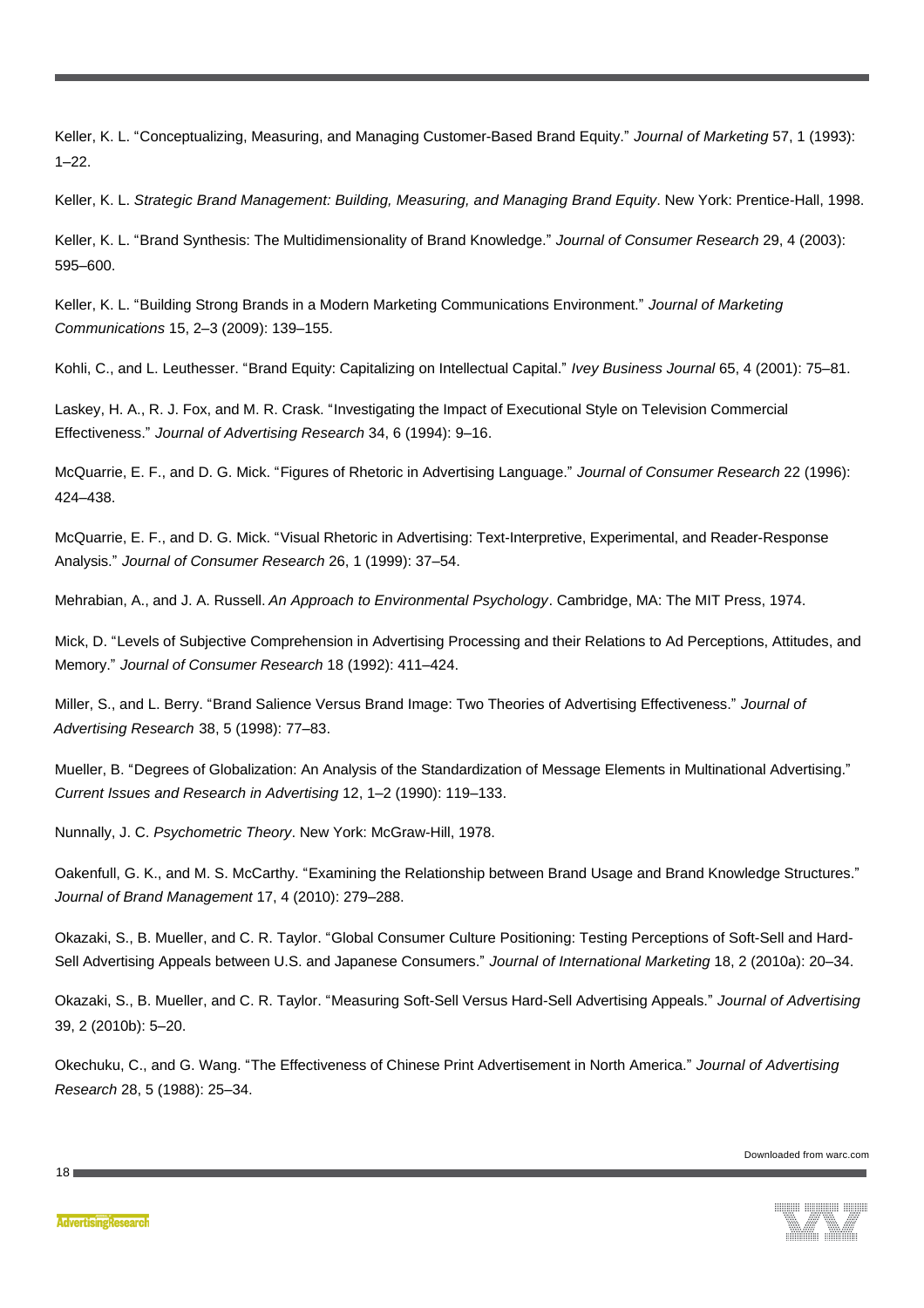Keller, K. L. "Conceptualizing, Measuring, and Managing Customer-Based Brand Equity." *Journal of Marketing* 57, 1 (1993): 1–22.

Keller, K. L. *Strategic Brand Management: Building, Measuring, and Managing Brand Equity*. New York: Prentice-Hall, 1998.

Keller, K. L. "Brand Synthesis: The Multidimensionality of Brand Knowledge." *Journal of Consumer Research* 29, 4 (2003): 595–600.

Keller, K. L. "Building Strong Brands in a Modern Marketing Communications Environment." *Journal of Marketing Communications* 15, 2–3 (2009): 139–155.

Kohli, C., and L. Leuthesser. "Brand Equity: Capitalizing on Intellectual Capital." *Ivey Business Journal* 65, 4 (2001): 75–81.

Laskey, H. A., R. J. Fox, and M. R. Crask. "Investigating the Impact of Executional Style on Television Commercial Effectiveness." *Journal of Advertising Research* 34, 6 (1994): 9–16.

McQuarrie, E. F., and D. G. Mick. "Figures of Rhetoric in Advertising Language." *Journal of Consumer Research* 22 (1996): 424–438.

McQuarrie, E. F., and D. G. Mick. "Visual Rhetoric in Advertising: Text-Interpretive, Experimental, and Reader-Response Analysis." *Journal of Consumer Research* 26, 1 (1999): 37–54.

Mehrabian, A., and J. A. Russell. *An Approach to Environmental Psychology*. Cambridge, MA: The MIT Press, 1974.

Mick, D. "Levels of Subjective Comprehension in Advertising Processing and their Relations to Ad Perceptions, Attitudes, and Memory." *Journal of Consumer Research* 18 (1992): 411–424.

Miller, S., and L. Berry. "Brand Salience Versus Brand Image: Two Theories of Advertising Effectiveness." *Journal of Advertising Research* 38, 5 (1998): 77–83.

Mueller, B. "Degrees of Globalization: An Analysis of the Standardization of Message Elements in Multinational Advertising." *Current Issues and Research in Advertising* 12, 1–2 (1990): 119–133.

Nunnally, J. C. *Psychometric Theory*. New York: McGraw-Hill, 1978.

Oakenfull, G. K., and M. S. McCarthy. "Examining the Relationship between Brand Usage and Brand Knowledge Structures." *Journal of Brand Management* 17, 4 (2010): 279–288.

Okazaki, S., B. Mueller, and C. R. Taylor. "Global Consumer Culture Positioning: Testing Perceptions of Soft-Sell and Hard-Sell Advertising Appeals between U.S. and Japanese Consumers." *Journal of International Marketing* 18, 2 (2010a): 20–34.

Okazaki, S., B. Mueller, and C. R. Taylor. "Measuring Soft-Sell Versus Hard-Sell Advertising Appeals." *Journal of Advertising* 39, 2 (2010b): 5–20.

Okechuku, C., and G. Wang. "The Effectiveness of Chinese Print Advertisement in North America." *Journal of Advertising Research* 28, 5 (1988): 25–34.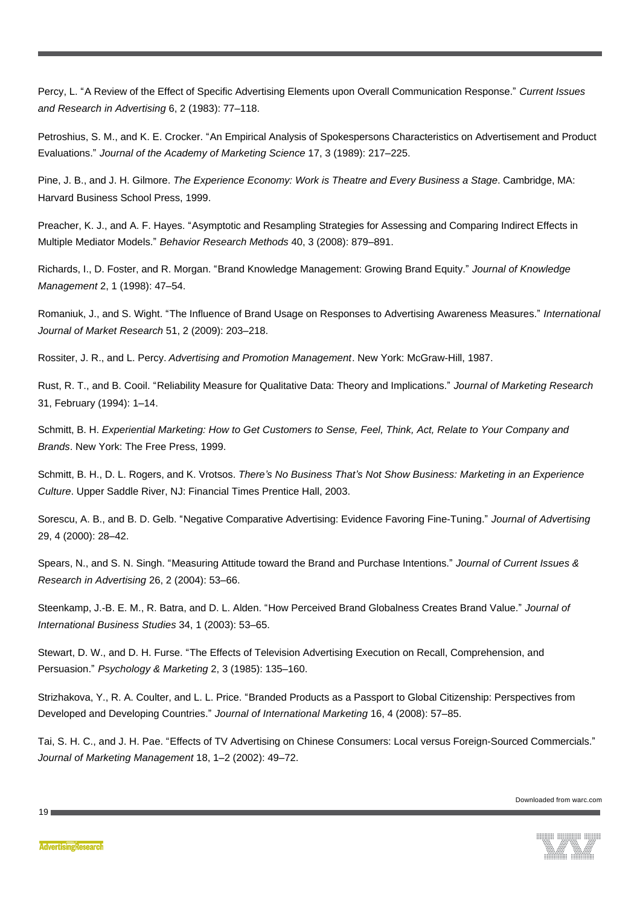Percy, L. "A Review of the Effect of Specific Advertising Elements upon Overall Communication Response." *Current Issues and Research in Advertising* 6, 2 (1983): 77–118.

Petroshius, S. M., and K. E. Crocker. "An Empirical Analysis of Spokespersons Characteristics on Advertisement and Product Evaluations." *Journal of the Academy of Marketing Science* 17, 3 (1989): 217–225.

Pine, J. B., and J. H. Gilmore. *The Experience Economy: Work is Theatre and Every Business a Stage*. Cambridge, MA: Harvard Business School Press, 1999.

Preacher, K. J., and A. F. Hayes. "Asymptotic and Resampling Strategies for Assessing and Comparing Indirect Effects in Multiple Mediator Models." *Behavior Research Methods* 40, 3 (2008): 879–891.

Richards, I., D. Foster, and R. Morgan. "Brand Knowledge Management: Growing Brand Equity." *Journal of Knowledge Management* 2, 1 (1998): 47–54.

Romaniuk, J., and S. Wight. "The Influence of Brand Usage on Responses to Advertising Awareness Measures." *International Journal of Market Research* 51, 2 (2009): 203–218.

Rossiter, J. R., and L. Percy. *Advertising and Promotion Management*. New York: McGraw-Hill, 1987.

Rust, R. T., and B. Cooil. "Reliability Measure for Qualitative Data: Theory and Implications." *Journal of Marketing Research* 31, February (1994): 1–14.

Schmitt, B. H. *Experiential Marketing: How to Get Customers to Sense, Feel, Think, Act, Relate to Your Company and Brands*. New York: The Free Press, 1999.

Schmitt, B. H., D. L. Rogers, and K. Vrotsos. *There's No Business That's Not Show Business: Marketing in an Experience Culture*. Upper Saddle River, NJ: Financial Times Prentice Hall, 2003.

Sorescu, A. B., and B. D. Gelb. "Negative Comparative Advertising: Evidence Favoring Fine-Tuning." *Journal of Advertising* 29, 4 (2000): 28–42.

Spears, N., and S. N. Singh. "Measuring Attitude toward the Brand and Purchase Intentions." *Journal of Current Issues & Research in Advertising* 26, 2 (2004): 53–66.

Steenkamp, J.-B. E. M., R. Batra, and D. L. Alden. "How Perceived Brand Globalness Creates Brand Value." *Journal of International Business Studies* 34, 1 (2003): 53–65.

Stewart, D. W., and D. H. Furse. "The Effects of Television Advertising Execution on Recall, Comprehension, and Persuasion." *Psychology & Marketing* 2, 3 (1985): 135–160.

Strizhakova, Y., R. A. Coulter, and L. L. Price. "Branded Products as a Passport to Global Citizenship: Perspectives from Developed and Developing Countries." *Journal of International Marketing* 16, 4 (2008): 57–85.

Tai, S. H. C., and J. H. Pae. "Effects of TV Advertising on Chinese Consumers: Local versus Foreign-Sourced Commercials." *Journal of Marketing Management* 18, 1–2 (2002): 49–72.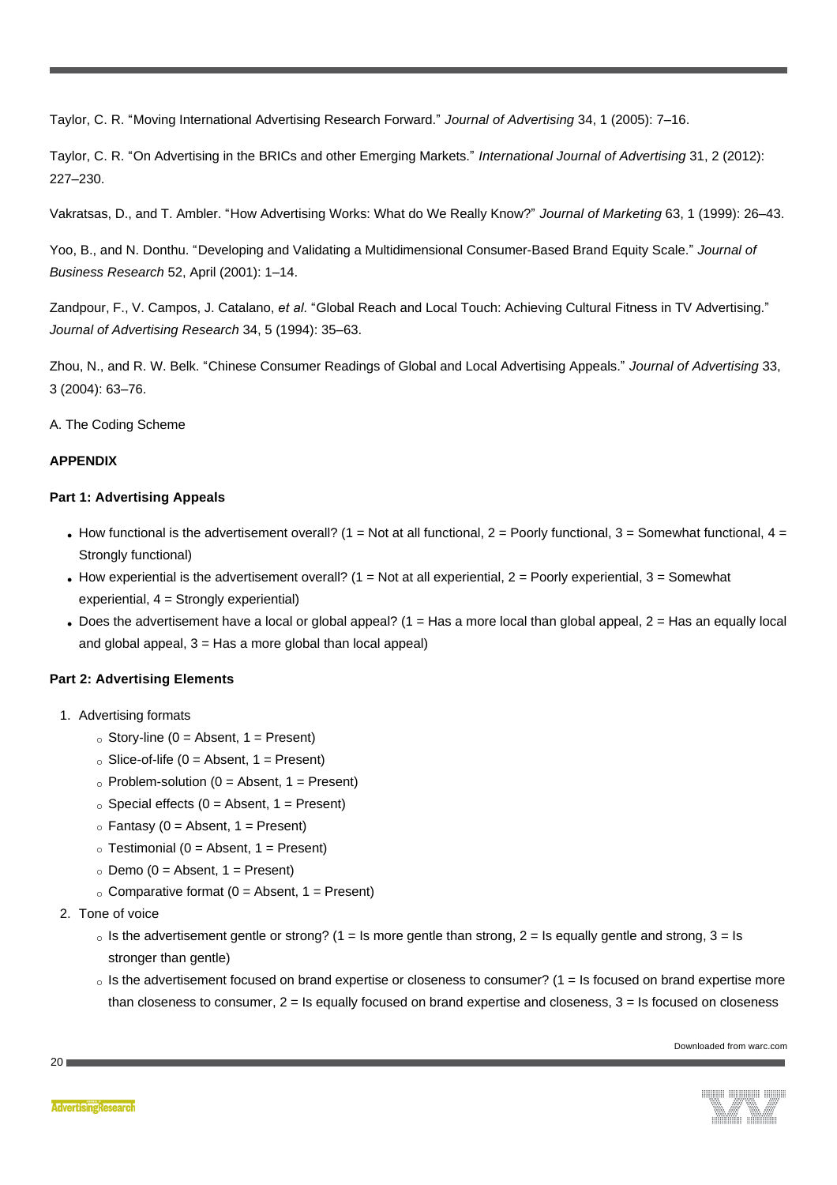Taylor, C. R. “Moving International Advertising Research Forward.” *Journal of Advertising* 34, 1 (2005): 7–16.

Taylor, C. R. “On Advertising in the BRICs and other Emerging Markets.” *International Journal of Advertising* 31, 2 (2012): 227–230.

Vakratsas, D., and T. Ambler. “How Advertising Works: What do We Really Know?” *Journal of Marketing* 63, 1 (1999): 26–43.

Yoo, B., and N. Donthu. “Developing and Validating a Multidimensional Consumer-Based Brand Equity Scale.” *Journal of Business Research* 52, April (2001): 1–14.

Zandpour, F., V. Campos, J. Catalano, *et al.* “Global Reach and Local Touch: Achieving Cultural Fitness in TV Advertising.” *Journal of Advertising Research* 34, 5 (1994): 35–63.

Zhou, N., and R. W. Belk. “Chinese Consumer Readings of Global and Local Advertising Appeals.” *Journal of Advertising* 33, 3 (2004): 63–76.

A. The Coding Scheme

**APPENDIX**

**Part 1: Advertising Appeals**

- How functional is the advertisement overall? (1 = Not at all functional, 2 = Poorly functional, 3 = Somewhat functional, 4 = Strongly functional)
- How experiential is the advertisement overall? (1 = Not at all experiential, 2 = Poorly experiential, 3 = Somewhat experiential, 4 = Strongly experiential)
- Does the advertisement have a local or global appeal? (1 = Has a more local than global appeal, 2 = Has an equally local and global appeal, 3 = Has a more global than local appeal)

**Part 2: Advertising Elements**

1. Advertising formats
   - Story-line (0 = Absent, 1 = Present)
   - Slice-of-life (0 = Absent, 1 = Present)
   - Problem-solution (0 = Absent, 1 = Present)
   - Special effects (0 = Absent, 1 = Present)
   - Fantasy (0 = Absent, 1 = Present)
   - Testimonial (0 = Absent, 1 = Present)
   - Demo (0 = Absent, 1 = Present)
   - Comparative format (0 = Absent, 1 = Present)
2. Tone of voice
   - Is the advertisement gentle or strong? (1 = Is more gentle than strong, 2 = Is equally gentle and strong, 3 = Is stronger than gentle)
   - Is the advertisement focused on brand expertise or closeness to consumer? (1 = Is focused on brand expertise more than closeness to consumer, 2 = Is equally focused on brand expertise and closeness, 3 = Is focused on closeness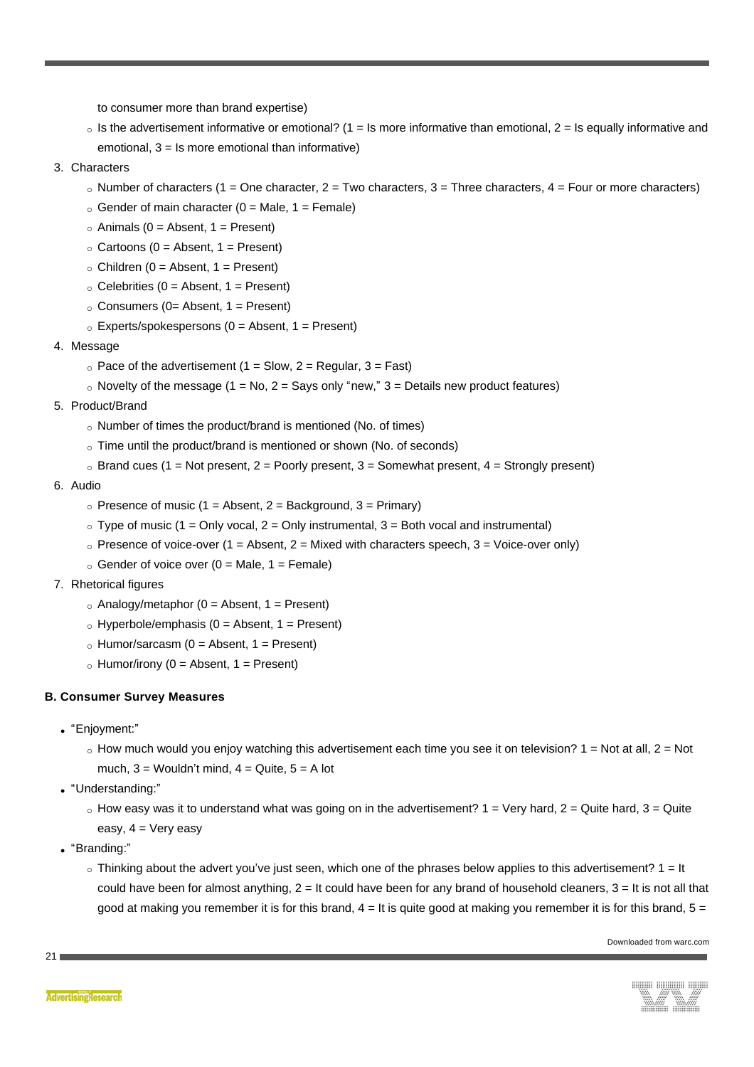to consumer more than brand expertise)
    - Is the advertisement informative or emotional? (1 = Is more informative than emotional, 2 = Is equally informative and emotional, 3 = Is more emotional than informative)

3. Characters
    - Number of characters (1 = One character, 2 = Two characters, 3 = Three characters, 4 = Four or more characters)
    - Gender of main character (0 = Male, 1 = Female)
    - Animals (0 = Absent, 1 = Present)
    - Cartoons (0 = Absent, 1 = Present)
    - Children (0 = Absent, 1 = Present)
    - Celebrities (0 = Absent, 1 = Present)
    - Consumers (0= Absent, 1 = Present)
    - Experts/spokespersons (0 = Absent, 1 = Present)
4. Message
    - Pace of the advertisement (1 = Slow, 2 = Regular, 3 = Fast)
    - Novelty of the message (1 = No, 2 = Says only "new," 3 = Details new product features)
5. Product/Brand
    - Number of times the product/brand is mentioned (No. of times)
    - Time until the product/brand is mentioned or shown (No. of seconds)
    - Brand cues (1 = Not present, 2 = Poorly present, 3 = Somewhat present, 4 = Strongly present)
6. Audio
    - Presence of music (1 = Absent, 2 = Background, 3 = Primary)
    - Type of music (1 = Only vocal, 2 = Only instrumental, 3 = Both vocal and instrumental)
    - Presence of voice-over (1 = Absent, 2 = Mixed with characters speech, 3 = Voice-over only)
    - Gender of voice over (0 = Male, 1 = Female)
7. Rhetorical figures
    - Analogy/metaphor (0 = Absent, 1 = Present)
    - Hyperbole/emphasis (0 = Absent, 1 = Present)
    - Humor/sarcasm (0 = Absent, 1 = Present)
    - Humor/irony (0 = Absent, 1 = Present)

**B. Consumer Survey Measures**

- "Enjoyment:"
    - How much would you enjoy watching this advertisement each time you see it on television? 1 = Not at all, 2 = Not much, 3 = Wouldn't mind, 4 = Quite, 5 = A lot
- "Understanding:"
    - How easy was it to understand what was going on in the advertisement? 1 = Very hard, 2 = Quite hard, 3 = Quite easy, 4 = Very easy
- "Branding:"
    - Thinking about the advert you've just seen, which one of the phrases below applies to this advertisement? 1 = It could have been for almost anything, 2 = It could have been for any brand of household cleaners, 3 = It is not all that good at making you remember it is for this brand, 4 = It is quite good at making you remember it is for this brand, 5 =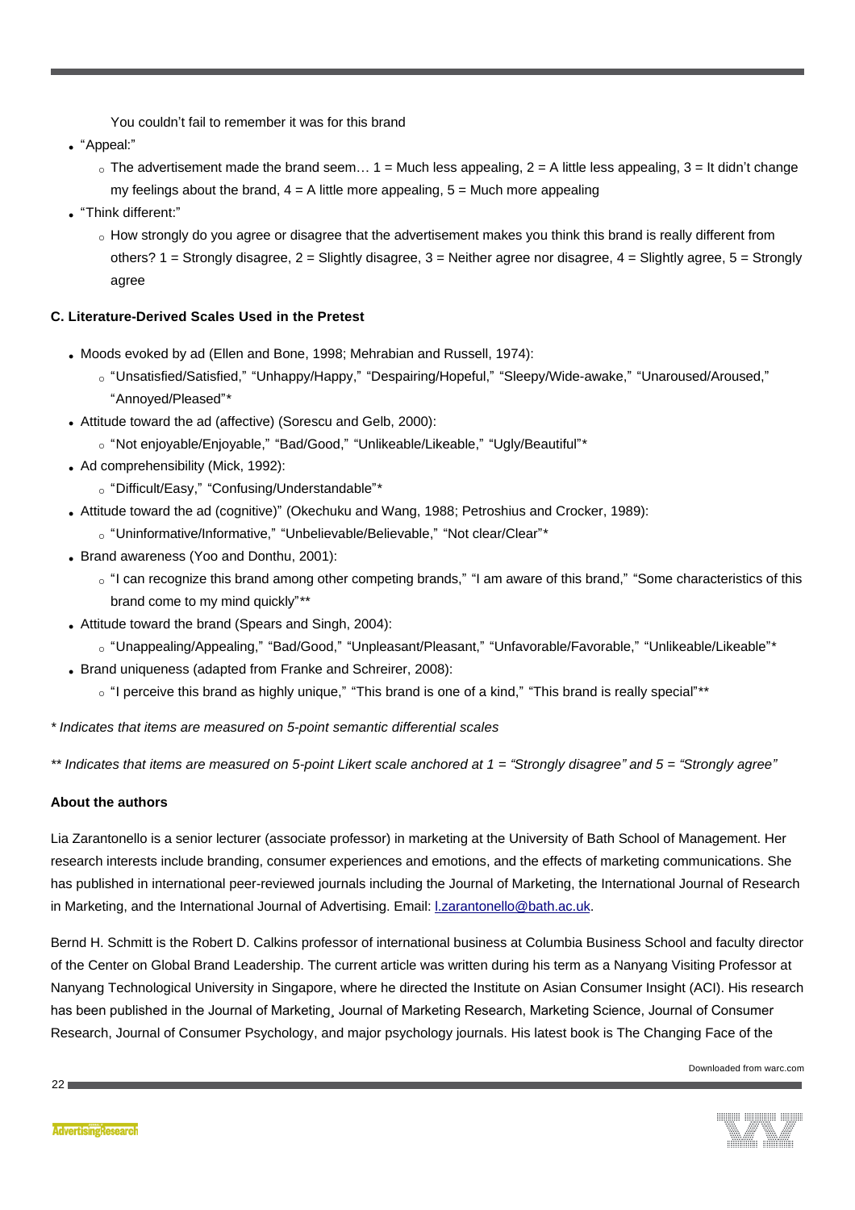You couldn't fail to remember it was for this brand

- "Appeal:"
    - The advertisement made the brand seem… 1 = Much less appealing, 2 = A little less appealing, 3 = It didn't change my feelings about the brand, 4 = A little more appealing, 5 = Much more appealing
- "Think different:"
    - How strongly do you agree or disagree that the advertisement makes you think this brand is really different from others? 1 = Strongly disagree, 2 = Slightly disagree, 3 = Neither agree nor disagree, 4 = Slightly agree, 5 = Strongly agree

**C. Literature-Derived Scales Used in the Pretest**

- Moods evoked by ad (Ellen and Bone, 1998; Mehrabian and Russell, 1974):
    - "Unsatisfied/Satisfied," "Unhappy/Happy," "Despairing/Hopeful," "Sleepy/Wide-awake," "Unaroused/Aroused," "Annoyed/Pleased"*
- Attitude toward the ad (affective) (Sorescu and Gelb, 2000):
    - "Not enjoyable/Enjoyable," "Bad/Good," "Unlikeable/Likeable," "Ugly/Beautiful"*
- Ad comprehensibility (Mick, 1992):
    - "Difficult/Easy," "Confusing/Understandable"*
- Attitude toward the ad (cognitive)" (Okechuku and Wang, 1988; Petroshius and Crocker, 1989):
    - "Uninformative/Informative," "Unbelievable/Believable," "Not clear/Clear"*
- Brand awareness (Yoo and Donthu, 2001):
    - "I can recognize this brand among other competing brands," "I am aware of this brand," "Some characteristics of this brand come to my mind quickly"**
- Attitude toward the brand (Spears and Singh, 2004):
    - "Unappealing/Appealing," "Bad/Good," "Unpleasant/Pleasant," "Unfavorable/Favorable," "Unlikeable/Likeable"*
- Brand uniqueness (adapted from Franke and Schreirer, 2008):
    - "I perceive this brand as highly unique," "This brand is one of a kind," "This brand is really special"**

*\* Indicates that items are measured on 5-point semantic differential scales*

*\*\* Indicates that items are measured on 5-point Likert scale anchored at 1 = "Strongly disagree" and 5 = "Strongly agree"*

**About the authors**

Lia Zarantonello is a senior lecturer (associate professor) in marketing at the University of Bath School of Management. Her research interests include branding, consumer experiences and emotions, and the effects of marketing communications. She has published in international peer-reviewed journals including the Journal of Marketing, the International Journal of Research in Marketing, and the International Journal of Advertising. Email: l.zarantonello@bath.ac.uk.

Bernd H. Schmitt is the Robert D. Calkins professor of international business at Columbia Business School and faculty director of the Center on Global Brand Leadership. The current article was written during his term as a Nanyang Visiting Professor at Nanyang Technological University in Singapore, where he directed the Institute on Asian Consumer Insight (ACI). His research has been published in the Journal of Marketing¸ Journal of Marketing Research, Marketing Science, Journal of Consumer Research, Journal of Consumer Psychology, and major psychology journals. His latest book is The Changing Face of the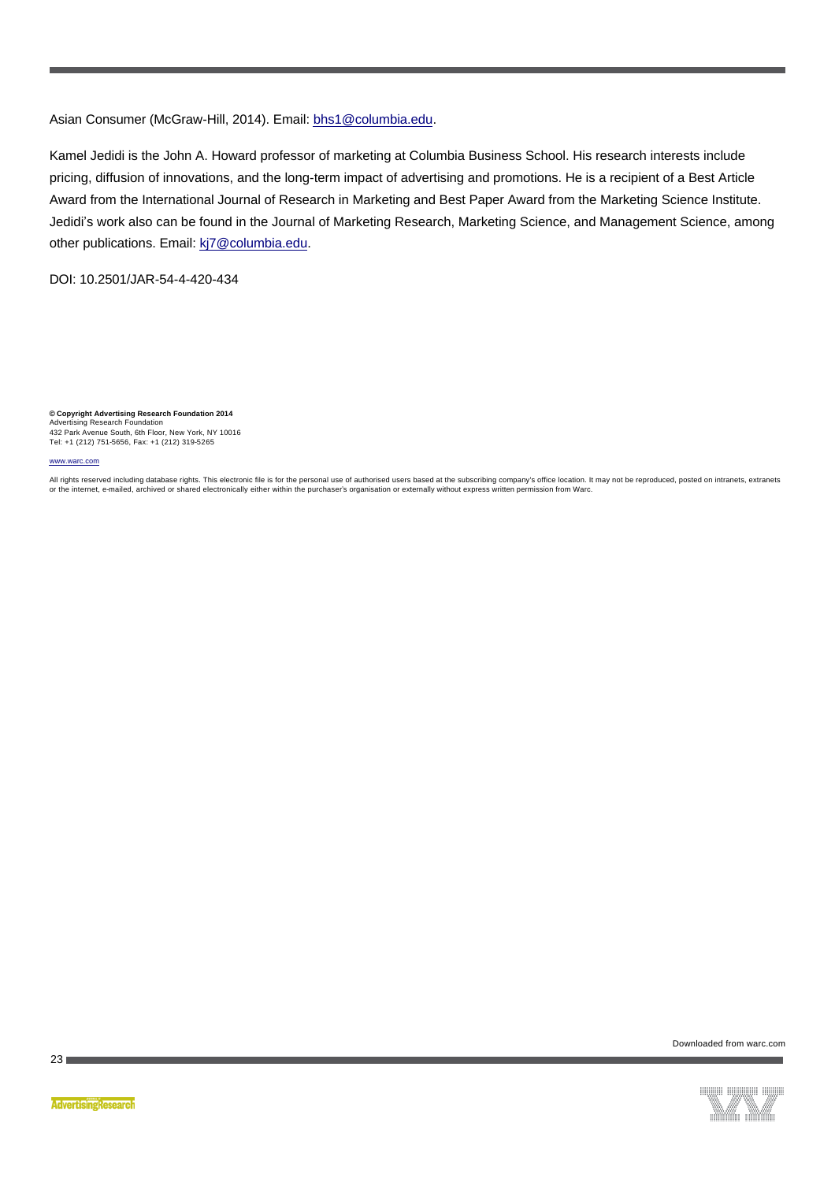Asian Consumer (McGraw-Hill, 2014). Email: bhs1@columbia.edu.

Kamel Jedidi is the John A. Howard professor of marketing at Columbia Business School. His research interests include pricing, diffusion of innovations, and the long-term impact of advertising and promotions. He is a recipient of a Best Article Award from the International Journal of Research in Marketing and Best Paper Award from the Marketing Science Institute. Jedidi's work also can be found in the Journal of Marketing Research, Marketing Science, and Management Science, among other publications. Email: kj7@columbia.edu.

DOI: 10.2501/JAR-54-4-420-434

**© Copyright Advertising Research Foundation 2014**
Advertising Research Foundation
432 Park Avenue South, 6th Floor, New York, NY 10016
Tel: +1 (212) 751-5656, Fax: +1 (212) 319-5265

www.warc.com

All rights reserved including database rights. This electronic file is for the personal use of authorised users based at the subscribing company's office location. It may not be reproduced, posted on intranets, extranets or the internet, e-mailed, archived or shared electronically either within the purchaser's organisation or externally without express written permission from Warc.